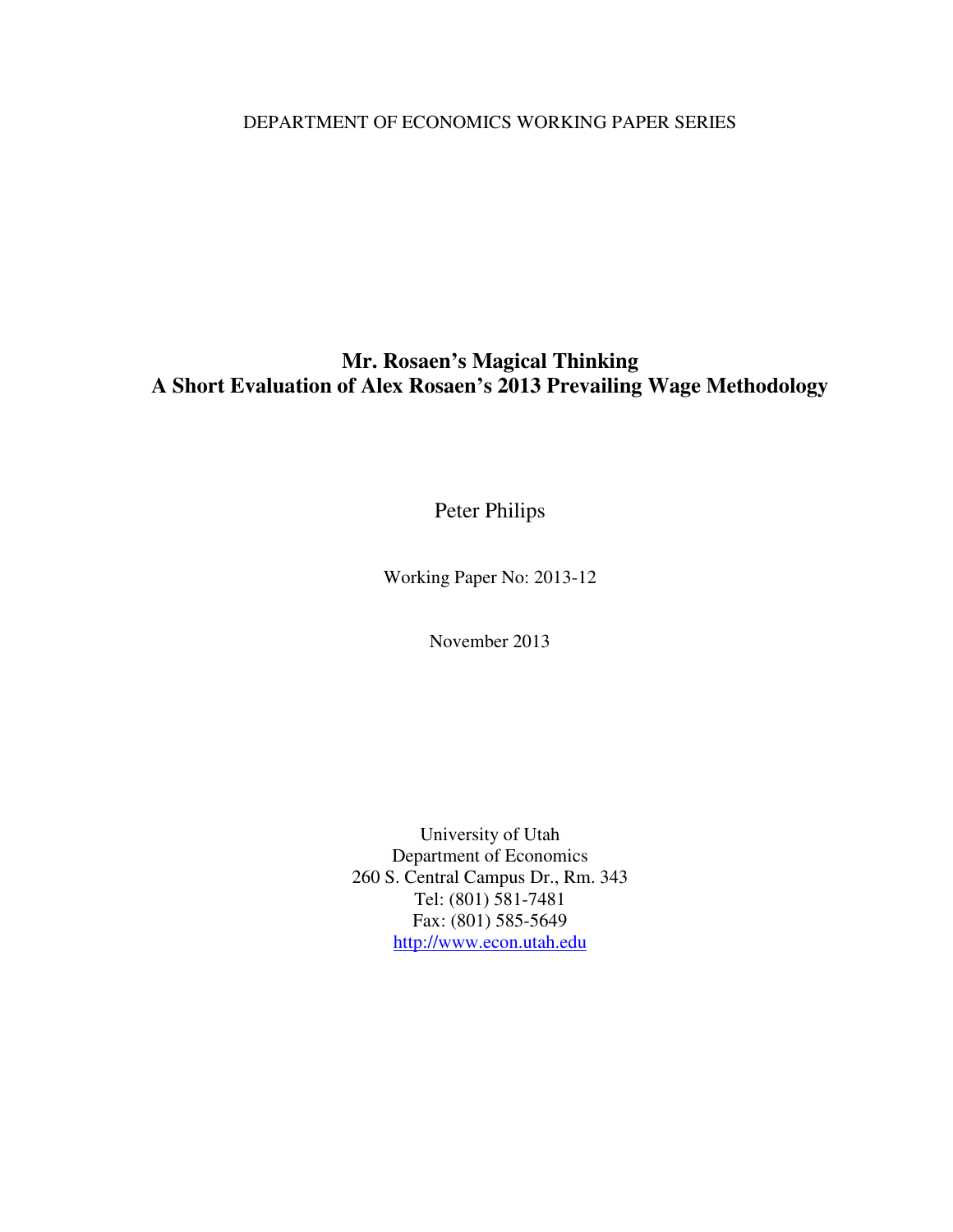DEPARTMENT OF ECONOMICS WORKING PAPER SERIES

# Mr. Rosaen's Magical Thinking
## A Short Evaluation of Alex Rosaen's 2013 Prevailing Wage Methodology

Peter Philips

Working Paper No: 2013-12

November 2013

University of Utah
Department of Economics
260 S. Central Campus Dr., Rm. 343
Tel: (801) 581-7481
Fax: (801) 585-5649
http://www.econ.utah.edu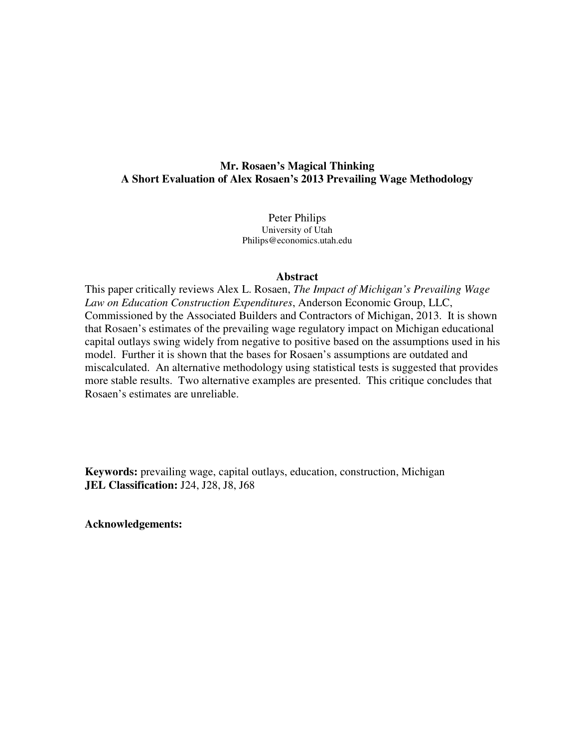**Mr. Rosaen's Magical Thinking**
**A Short Evaluation of Alex Rosaen's 2013 Prevailing Wage Methodology**

Peter Philips
University of Utah
Philips@economics.utah.edu

## Abstract

This paper critically reviews Alex L. Rosaen, *The Impact of Michigan's Prevailing Wage Law on Education Construction Expenditures*, Anderson Economic Group, LLC, Commissioned by the Associated Builders and Contractors of Michigan, 2013. It is shown that Rosaen's estimates of the prevailing wage regulatory impact on Michigan educational capital outlays swing widely from negative to positive based on the assumptions used in his model. Further it is shown that the bases for Rosaen's assumptions are outdated and miscalculated. An alternative methodology using statistical tests is suggested that provides more stable results. Two alternative examples are presented. This critique concludes that Rosaen's estimates are unreliable.

**Keywords:** prevailing wage, capital outlays, education, construction, Michigan
**JEL Classification:** J24, J28, J8, J68

**Acknowledgements:**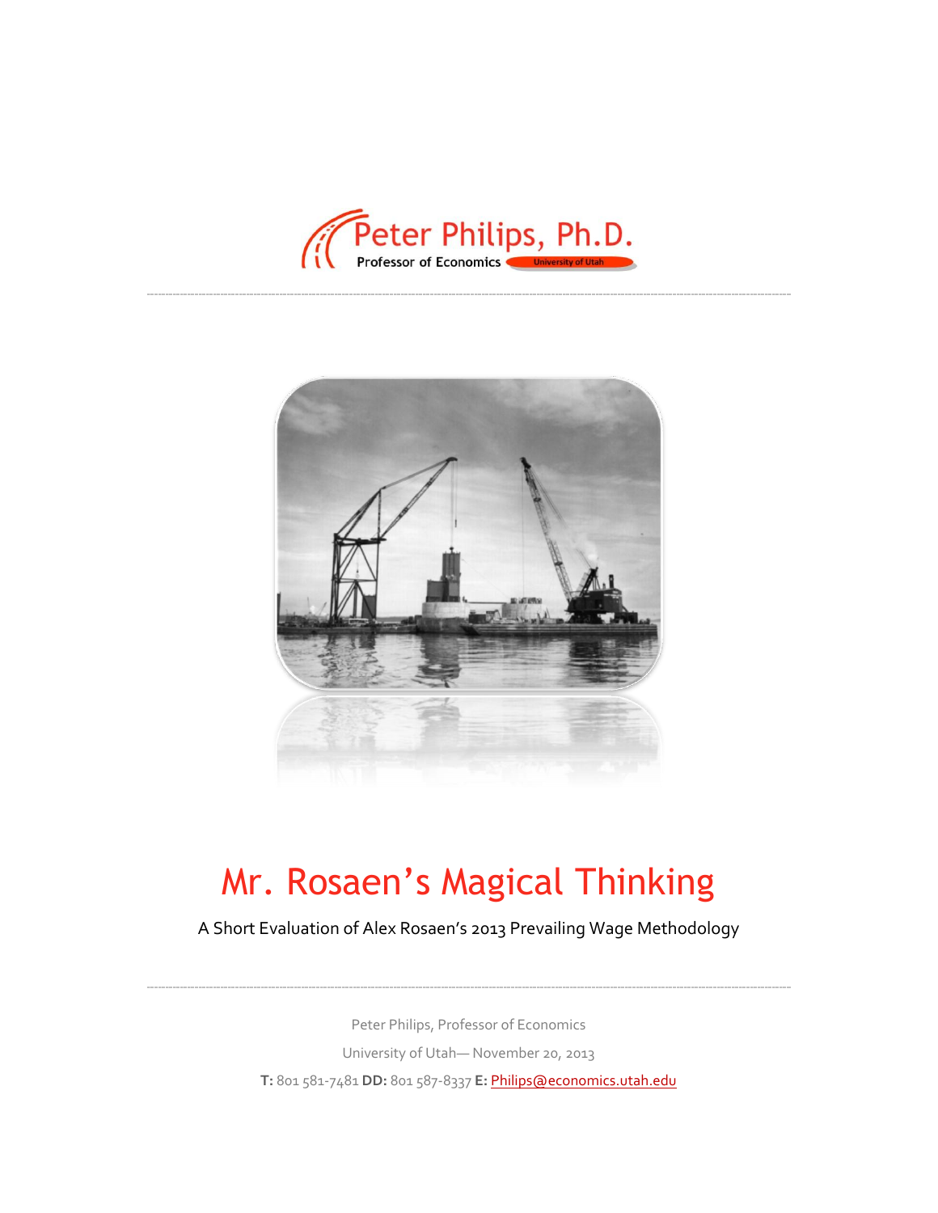Peter Philips, Ph.D.

Professor of Economics University of Utah

# Mr. Rosaen's Magical Thinking

A Short Evaluation of Alex Rosaen's 2013 Prevailing Wage Methodology

Peter Philips, Professor of Economics

University of Utah— November 20, 2013

**T:** 801 581-7481 **DD:** 801 587-8337 **E:** Philips@economics.utah.edu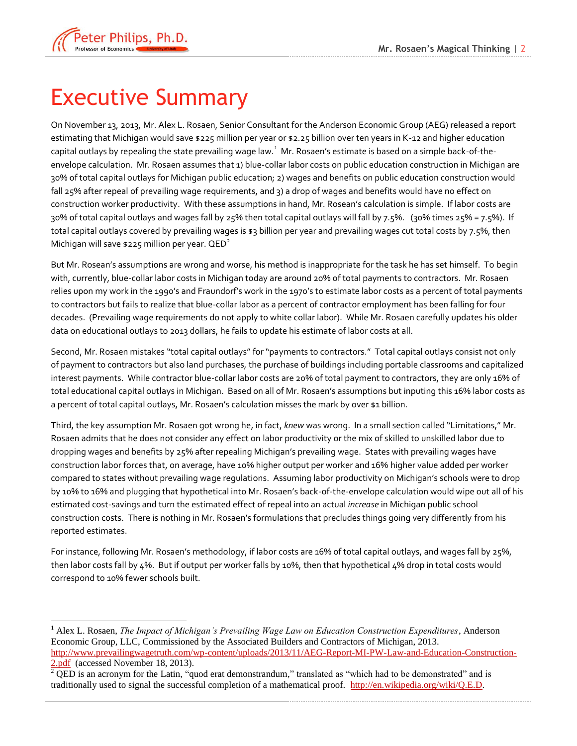# Executive Summary

On November 13, 2013, Mr. Alex L. Rosaen, Senior Consultant for the Anderson Economic Group (AEG) released a report estimating that Michigan would save $225 million per year or $2.25 billion over ten years in K-12 and higher education capital outlays by repealing the state prevailing wage law.[1] Mr. Rosaen's estimate is based on a simple back-of-the-envelope calculation. Mr. Rosaen assumes that 1) blue-collar labor costs on public education construction in Michigan are 30% of total capital outlays for Michigan public education; 2) wages and benefits on public education construction would fall 25% after repeal of prevailing wage requirements, and 3) a drop of wages and benefits would have no effect on construction worker productivity. With these assumptions in hand, Mr. Rosean's calculation is simple. If labor costs are 30% of total capital outlays and wages fall by 25% then total capital outlays will fall by 7.5%. (30% times 25% = 7.5%). If total capital outlays covered by prevailing wages is $3 billion per year and prevailing wages cut total costs by 7.5%, then Michigan will save $225 million per year. QED[2]

But Mr. Rosean's assumptions are wrong and worse, his method is inappropriate for the task he has set himself. To begin with, currently, blue-collar labor costs in Michigan today are around 20% of total payments to contractors. Mr. Rosaen relies upon my work in the 1990's and Fraundorf's work in the 1970's to estimate labor costs as a percent of total payments to contractors but fails to realize that blue-collar labor as a percent of contractor employment has been falling for four decades. (Prevailing wage requirements do not apply to white collar labor). While Mr. Rosaen carefully updates his older data on educational outlays to 2013 dollars, he fails to update his estimate of labor costs at all.

Second, Mr. Rosaen mistakes "total capital outlays" for "payments to contractors." Total capital outlays consist not only of payment to contractors but also land purchases, the purchase of buildings including portable classrooms and capitalized interest payments. While contractor blue-collar labor costs are 20% of total payment to contractors, they are only 16% of total educational capital outlays in Michigan. Based on all of Mr. Rosaen's assumptions but inputing this 16% labor costs as a percent of total capital outlays, Mr. Rosaen's calculation misses the mark by over $1 billion.

Third, the key assumption Mr. Rosaen got wrong he, in fact, *knew* was wrong. In a small section called "Limitations," Mr. Rosaen admits that he does not consider any effect on labor productivity or the mix of skilled to unskilled labor due to dropping wages and benefits by 25% after repealing Michigan's prevailing wage. States with prevailing wages have construction labor forces that, on average, have 10% higher output per worker and 16% higher value added per worker compared to states without prevailing wage regulations. Assuming labor productivity on Michigan's schools were to drop by 10% to 16% and plugging that hypothetical into Mr. Rosaen's back-of-the-envelope calculation would wipe out all of his estimated cost-savings and turn the estimated effect of repeal into an actual ***increase*** in Michigan public school construction costs. There is nothing in Mr. Rosaen's formulations that precludes things going very differently from his reported estimates.

For instance, following Mr. Rosaen's methodology, if labor costs are 16% of total capital outlays, and wages fall by 25%, then labor costs fall by 4%. But if output per worker falls by 10%, then that hypothetical 4% drop in total costs would correspond to 10% fewer schools built.

---

[1] Alex L. Rosaen, *The Impact of Michigan's Prevailing Wage Law on Education Construction Expenditures*, Anderson Economic Group, LLC, Commissioned by the Associated Builders and Contractors of Michigan, 2013. http://www.prevailingwagetruth.com/wp-content/uploads/2013/11/AEG-Report-MI-PW-Law-and-Education-Construction-2.pdf (accessed November 18, 2013).

[2] QED is an acronym for the Latin, "quod erat demonstrandum," translated as "which had to be demonstrated" and is traditionally used to signal the successful completion of a mathematical proof. http://en.wikipedia.org/wiki/Q.E.D.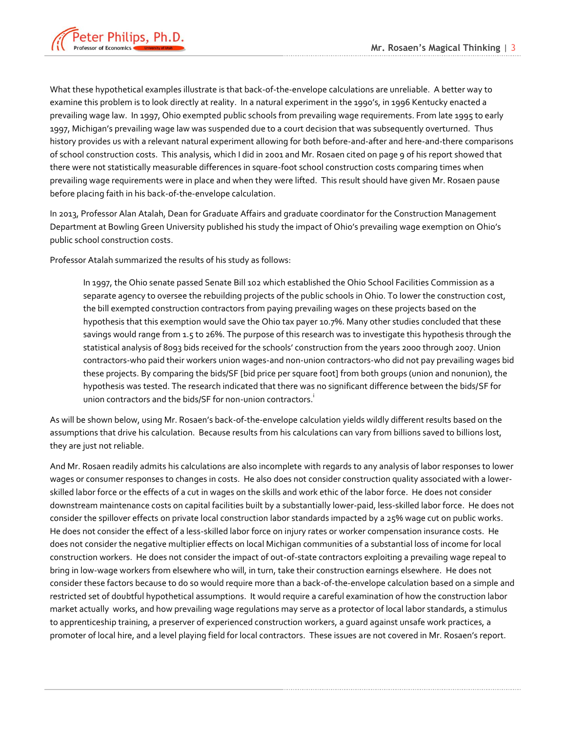What these hypothetical examples illustrate is that back-of-the-envelope calculations are unreliable. A better way to examine this problem is to look directly at reality. In a natural experiment in the 1990's, in 1996 Kentucky enacted a prevailing wage law. In 1997, Ohio exempted public schools from prevailing wage requirements. From late 1995 to early 1997, Michigan's prevailing wage law was suspended due to a court decision that was subsequently overturned. Thus history provides us with a relevant natural experiment allowing for both before-and-after and here-and-there comparisons of school construction costs. This analysis, which I did in 2001 and Mr. Rosaen cited on page 9 of his report showed that there were not statistically measurable differences in square-foot school construction costs comparing times when prevailing wage requirements were in place and when they were lifted. This result should have given Mr. Rosaen pause before placing faith in his back-of-the-envelope calculation.

In 2013, Professor Alan Atalah, Dean for Graduate Affairs and graduate coordinator for the Construction Management Department at Bowling Green University published his study the impact of Ohio's prevailing wage exemption on Ohio's public school construction costs.

Professor Atalah summarized the results of his study as follows:

> In 1997, the Ohio senate passed Senate Bill 102 which established the Ohio School Facilities Commission as a separate agency to oversee the rebuilding projects of the public schools in Ohio. To lower the construction cost, the bill exempted construction contractors from paying prevailing wages on these projects based on the hypothesis that this exemption would save the Ohio tax payer 10.7%. Many other studies concluded that these savings would range from 1.5 to 26%. The purpose of this research was to investigate this hypothesis through the statistical analysis of 8093 bids received for the schools' construction from the years 2000 through 2007. Union contractors-who paid their workers union wages-and non-union contractors-who did not pay prevailing wages bid these projects. By comparing the bids/SF [bid price per square foot] from both groups (union and nonunion), the hypothesis was tested. The research indicated that there was no significant difference between the bids/SF for union contractors and the bids/SF for non-union contractors.[i]

As will be shown below, using Mr. Rosaen's back-of-the-envelope calculation yields wildly different results based on the assumptions that drive his calculation. Because results from his calculations can vary from billions saved to billions lost, they are just not reliable.

And Mr. Rosaen readily admits his calculations are also incomplete with regards to any analysis of labor responses to lower wages or consumer responses to changes in costs. He also does not consider construction quality associated with a lower-skilled labor force or the effects of a cut in wages on the skills and work ethic of the labor force. He does not consider downstream maintenance costs on capital facilities built by a substantially lower-paid, less-skilled labor force. He does not consider the spillover effects on private local construction labor standards impacted by a 25% wage cut on public works. He does not consider the effect of a less-skilled labor force on injury rates or worker compensation insurance costs. He does not consider the negative multiplier effects on local Michigan communities of a substantial loss of income for local construction workers. He does not consider the impact of out-of-state contractors exploiting a prevailing wage repeal to bring in low-wage workers from elsewhere who will, in turn, take their construction earnings elsewhere. He does not consider these factors because to do so would require more than a back-of-the-envelope calculation based on a simple and restricted set of doubtful hypothetical assumptions. It would require a careful examination of how the construction labor market actually works, and how prevailing wage regulations may serve as a protector of local labor standards, a stimulus to apprenticeship training, a preserver of experienced construction workers, a guard against unsafe work practices, a promoter of local hire, and a level playing field for local contractors. These issues are not covered in Mr. Rosaen's report.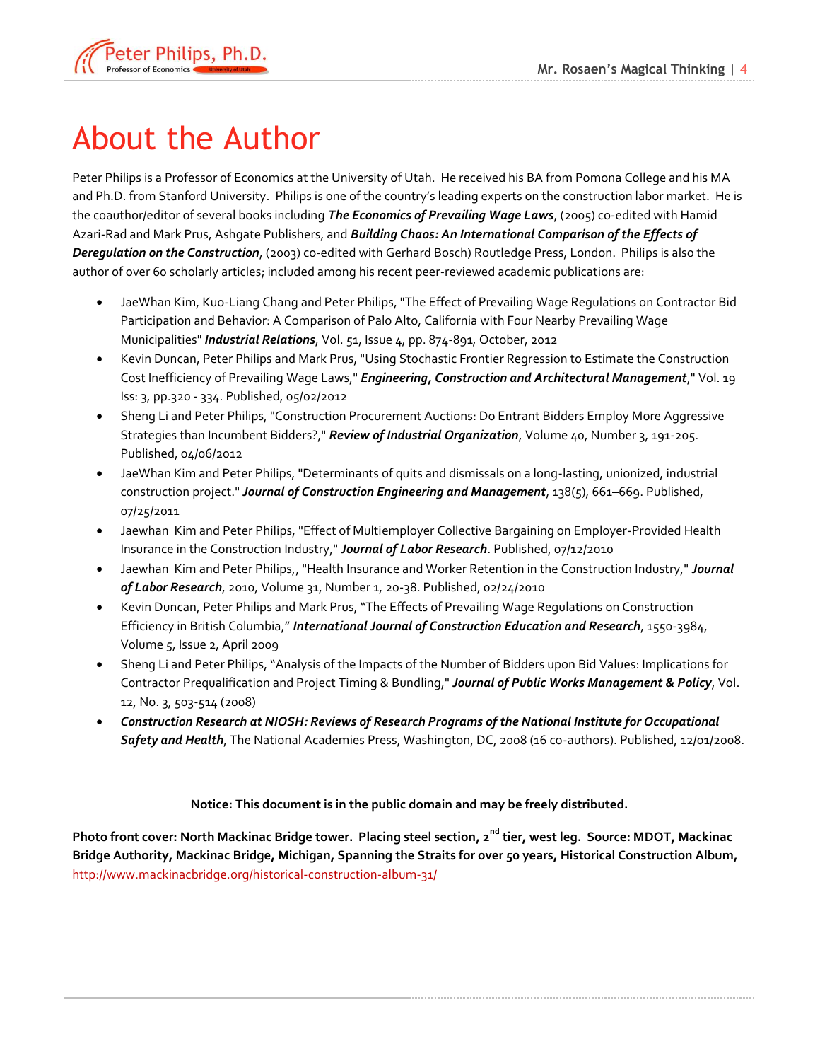# About the Author

Peter Philips is a Professor of Economics at the University of Utah. He received his BA from Pomona College and his MA and Ph.D. from Stanford University. Philips is one of the country's leading experts on the construction labor market. He is the coauthor/editor of several books including ***The Economics of Prevailing Wage Laws***, (2005) co-edited with Hamid Azari-Rad and Mark Prus, Ashgate Publishers, and ***Building Chaos: An International Comparison of the Effects of Deregulation on the Construction***, (2003) co-edited with Gerhard Bosch) Routledge Press, London. Philips is also the author of over 60 scholarly articles; included among his recent peer-reviewed academic publications are:

- JaeWhan Kim, Kuo-Liang Chang and Peter Philips, "The Effect of Prevailing Wage Regulations on Contractor Bid Participation and Behavior: A Comparison of Palo Alto, California with Four Nearby Prevailing Wage Municipalities" ***Industrial Relations***, Vol. 51, Issue 4, pp. 874-891, October, 2012
- Kevin Duncan, Peter Philips and Mark Prus, "Using Stochastic Frontier Regression to Estimate the Construction Cost Inefficiency of Prevailing Wage Laws," ***Engineering, Construction and Architectural Management***," Vol. 19 Iss: 3, pp.320 - 334. Published, 05/02/2012
- Sheng Li and Peter Philips, "Construction Procurement Auctions: Do Entrant Bidders Employ More Aggressive Strategies than Incumbent Bidders?," ***Review of Industrial Organization***, Volume 40, Number 3, 191-205. Published, 04/06/2012
- JaeWhan Kim and Peter Philips, "Determinants of quits and dismissals on a long-lasting, unionized, industrial construction project." ***Journal of Construction Engineering and Management***, 138(5), 661–669. Published, 07/25/2011
- Jaewhan Kim and Peter Philips, "Effect of Multiemployer Collective Bargaining on Employer-Provided Health Insurance in the Construction Industry," ***Journal of Labor Research***. Published, 07/12/2010
- Jaewhan Kim and Peter Philips,, "Health Insurance and Worker Retention in the Construction Industry," ***Journal of Labor Research***, 2010, Volume 31, Number 1, 20-38. Published, 02/24/2010
- Kevin Duncan, Peter Philips and Mark Prus, "The Effects of Prevailing Wage Regulations on Construction Efficiency in British Columbia," ***International Journal of Construction Education and Research***, 1550-3984, Volume 5, Issue 2, April 2009
- Sheng Li and Peter Philips, "Analysis of the Impacts of the Number of Bidders upon Bid Values: Implications for Contractor Prequalification and Project Timing & Bundling," ***Journal of Public Works Management & Policy***, Vol. 12, No. 3, 503-514 (2008)
- ***Construction Research at NIOSH: Reviews of Research Programs of the National Institute for Occupational Safety and Health***, The National Academies Press, Washington, DC, 2008 (16 co-authors). Published, 12/01/2008.

**Notice: This document is in the public domain and may be freely distributed.**

**Photo front cover: North Mackinac Bridge tower. Placing steel section, 2nd tier, west leg. Source: MDOT, Mackinac Bridge Authority, Mackinac Bridge, Michigan, Spanning the Straits for over 50 years, Historical Construction Album,** http://www.mackinacbridge.org/historical-construction-album-31/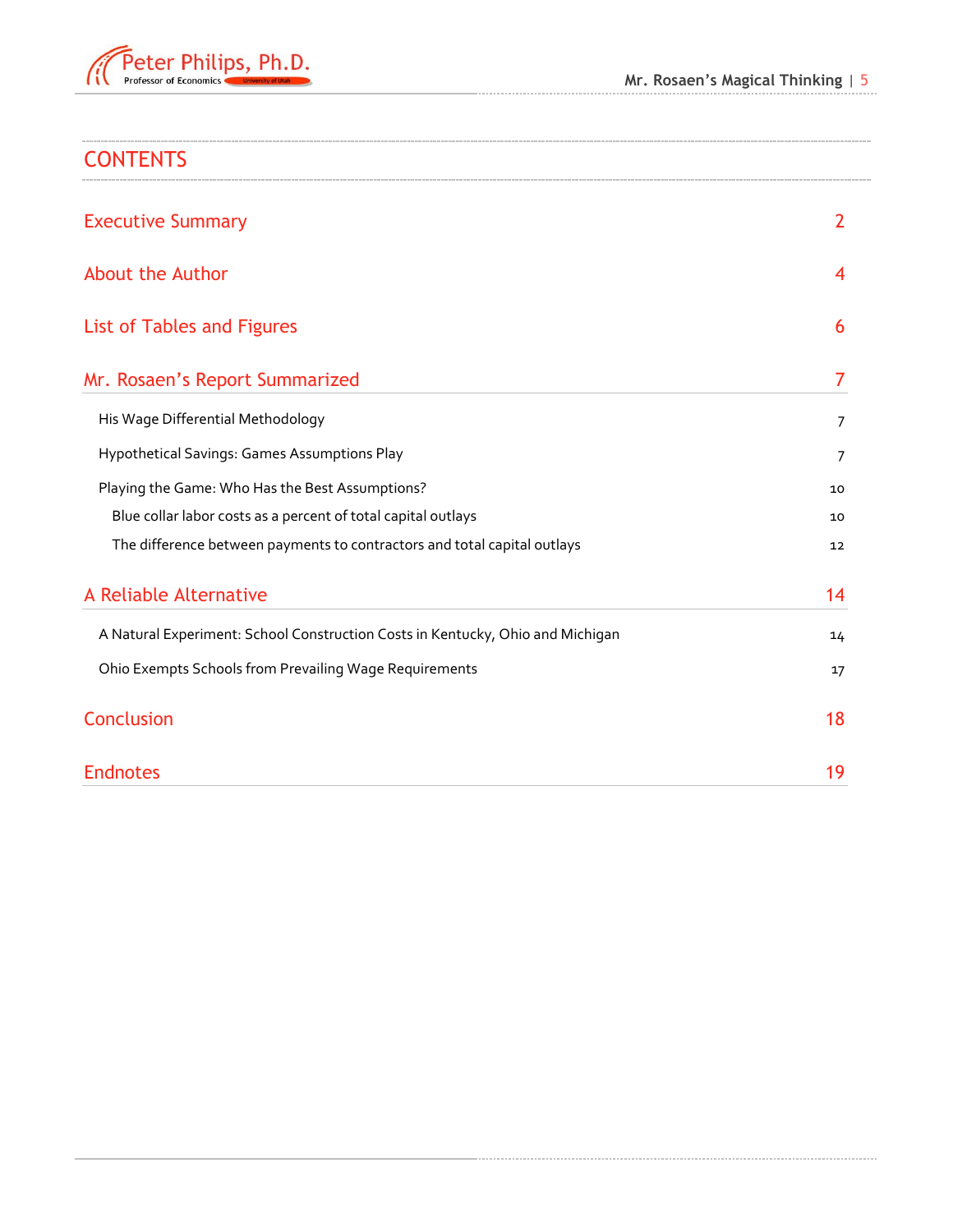# CONTENTS

| | |
|---|---|
| Executive Summary | 2 |
| About the Author | 4 |
| List of Tables and Figures | 6 |
| Mr. Rosaen's Report Summarized | 7 |
| His Wage Differential Methodology | 7 |
| Hypothetical Savings: Games Assumptions Play | 7 |
| Playing the Game: Who Has the Best Assumptions? | 10 |
| Blue collar labor costs as a percent of total capital outlays | 10 |
| The difference between payments to contractors and total capital outlays | 12 |
| A Reliable Alternative | 14 |
| A Natural Experiment: School Construction Costs in Kentucky, Ohio and Michigan | 14 |
| Ohio Exempts Schools from Prevailing Wage Requirements | 17 |
| Conclusion | 18 |
| Endnotes | 19 |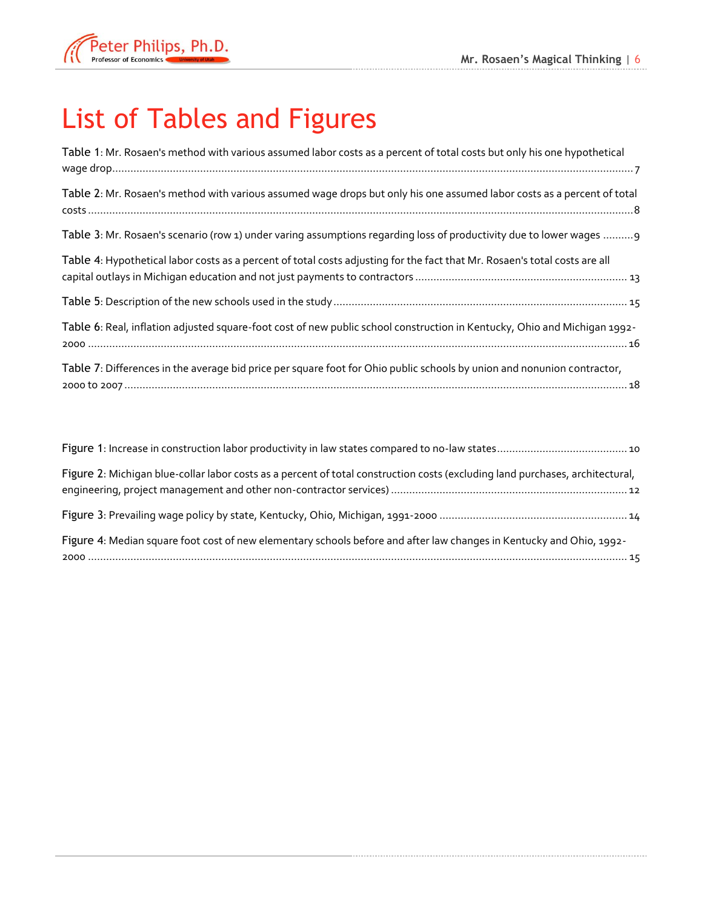# List of Tables and Figures

Table 1: Mr. Rosaen's method with various assumed labor costs as a percent of total costs but only his one hypothetical wage drop ........ 7

Table 2: Mr. Rosaen's method with various assumed wage drops but only his one assumed labor costs as a percent of total costs ........ 8

Table 3: Mr. Rosaen's scenario (row 1) under varing assumptions regarding loss of productivity due to lower wages ........ 9

Table 4: Hypothetical labor costs as a percent of total costs adjusting for the fact that Mr. Rosaen's total costs are all capital outlays in Michigan education and not just payments to contractors ........ 13

Table 5: Description of the new schools used in the study ........ 15

Table 6: Real, inflation adjusted square-foot cost of new public school construction in Kentucky, Ohio and Michigan 1992-2000 ........ 16

Table 7: Differences in the average bid price per square foot for Ohio public schools by union and nonunion contractor, 2000 to 2007 ........ 18

Figure 1: Increase in construction labor productivity in law states compared to no-law states ........ 10

Figure 2: Michigan blue-collar labor costs as a percent of total construction costs (excluding land purchases, architectural, engineering, project management and other non-contractor services) ........ 12

Figure 3: Prevailing wage policy by state, Kentucky, Ohio, Michigan, 1991-2000 ........ 14

Figure 4: Median square foot cost of new elementary schools before and after law changes in Kentucky and Ohio, 1992-2000 ........ 15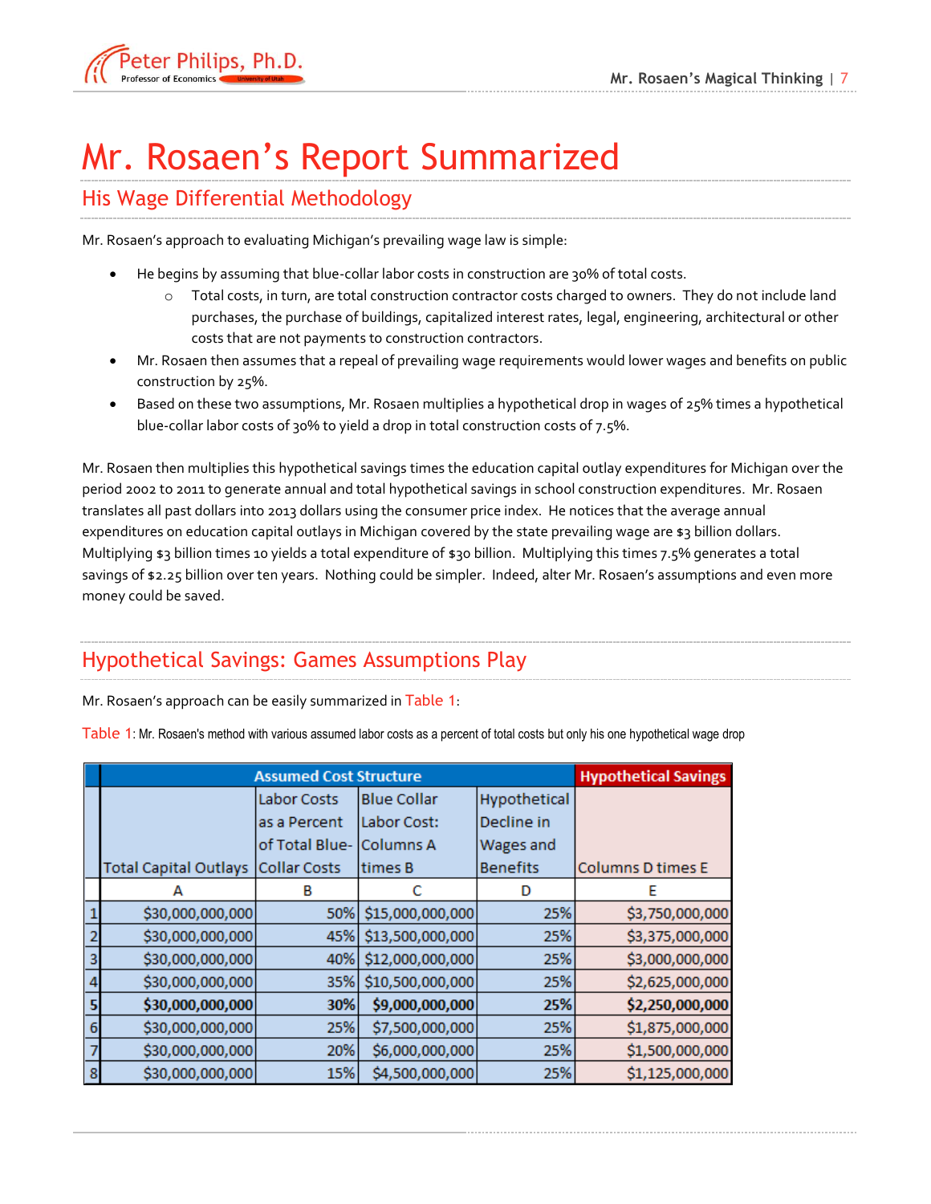# Mr. Rosaen's Report Summarized

## His Wage Differential Methodology

Mr. Rosaen's approach to evaluating Michigan's prevailing wage law is simple:

- He begins by assuming that blue-collar labor costs in construction are 30% of total costs.
  - Total costs, in turn, are total construction contractor costs charged to owners. They do not include land purchases, the purchase of buildings, capitalized interest rates, legal, engineering, architectural or other costs that are not payments to construction contractors.
- Mr. Rosaen then assumes that a repeal of prevailing wage requirements would lower wages and benefits on public construction by 25%.
- Based on these two assumptions, Mr. Rosaen multiplies a hypothetical drop in wages of 25% times a hypothetical blue-collar labor costs of 30% to yield a drop in total construction costs of 7.5%.

Mr. Rosaen then multiplies this hypothetical savings times the education capital outlay expenditures for Michigan over the period 2002 to 2011 to generate annual and total hypothetical savings in school construction expenditures. Mr. Rosaen translates all past dollars into 2013 dollars using the consumer price index. He notices that the average annual expenditures on education capital outlays in Michigan covered by the state prevailing wage are $3 billion dollars. Multiplying $3 billion times 10 yields a total expenditure of $30 billion. Multiplying this times 7.5% generates a total savings of $2.25 billion over ten years. Nothing could be simpler. Indeed, alter Mr. Rosaen's assumptions and even more money could be saved.

## Hypothetical Savings: Games Assumptions Play

Mr. Rosaen's approach can be easily summarized in Table 1:

Table 1: Mr. Rosaen's method with various assumed labor costs as a percent of total costs but only his one hypothetical wage drop

| | Assumed Cost Structure | | | | Hypothetical Savings |
|---|---|---|---|---|---|
| | Total Capital Outlays | Labor Costs as a Percent of Total Blue-Collar Costs | Blue Collar Labor Cost: Columns A times B | Hypothetical Decline in Wages and Benefits | Columns D times E |
| | A | B | C | D | E |
| 1 | $30,000,000,000 | 50% | $15,000,000,000 | 25% | $3,750,000,000 |
| 2 | $30,000,000,000 | 45% | $13,500,000,000 | 25% | $3,375,000,000 |
| 3 | $30,000,000,000 | 40% | $12,000,000,000 | 25% | $3,000,000,000 |
| 4 | $30,000,000,000 | 35% | $10,500,000,000 | 25% | $2,625,000,000 |
| **5** | **$30,000,000,000** | **30%** | **$9,000,000,000** | **25%** | **$2,250,000,000** |
| 6 | $30,000,000,000 | 25% | $7,500,000,000 | 25% | $1,875,000,000 |
| 7 | $30,000,000,000 | 20% | $6,000,000,000 | 25% | $1,500,000,000 |
| 8 | $30,000,000,000 | 15% | $4,500,000,000 | 25% | $1,125,000,000 |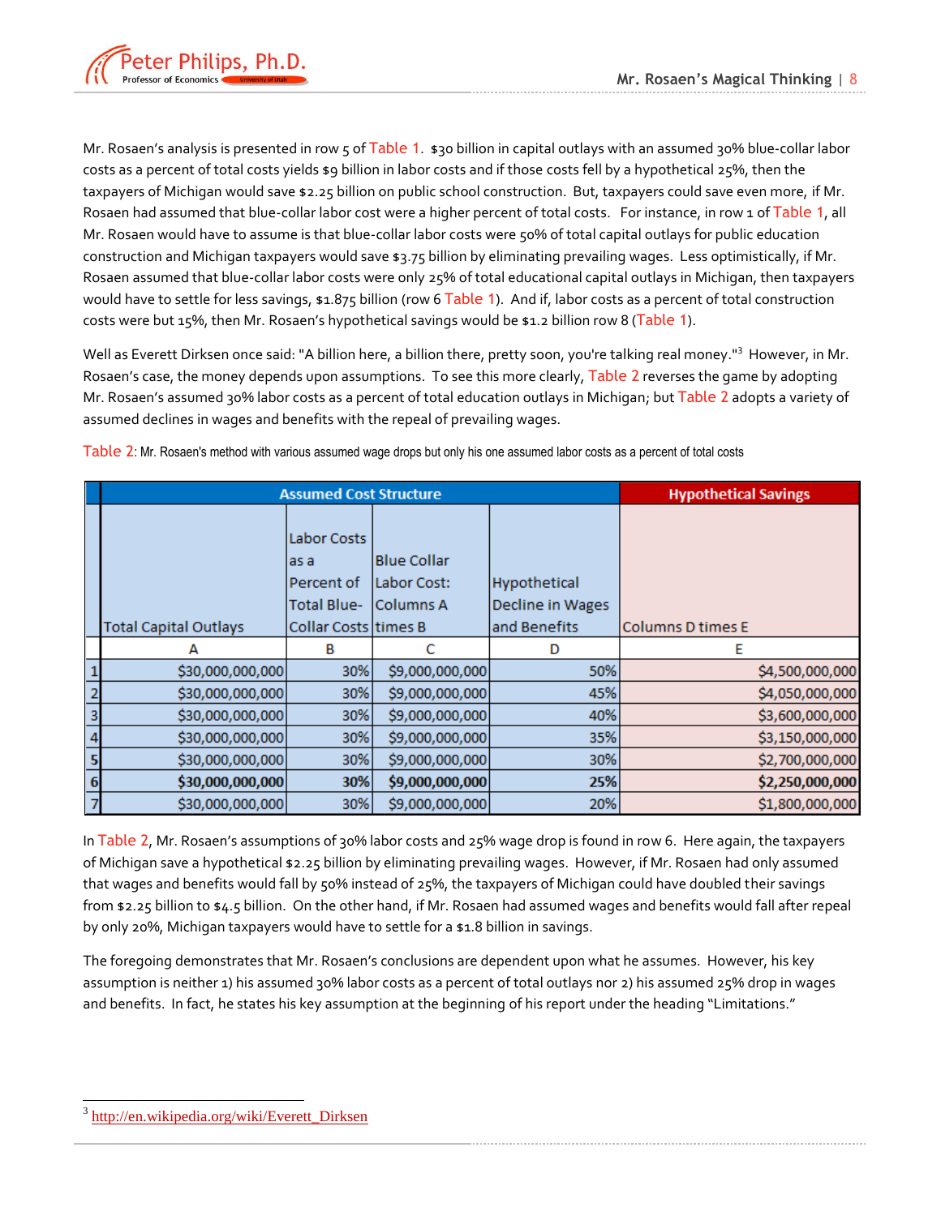Mr. Rosaen's analysis is presented in row 5 of Table 1. $30 billion in capital outlays with an assumed 30% blue-collar labor costs as a percent of total costs yields $9 billion in labor costs and if those costs fell by a hypothetical 25%, then the taxpayers of Michigan would save $2.25 billion on public school construction. But, taxpayers could save even more, if Mr. Rosaen had assumed that blue-collar labor cost were a higher percent of total costs. For instance, in row 1 of Table 1, all Mr. Rosaen would have to assume is that blue-collar labor costs were 50% of total capital outlays for public education construction and Michigan taxpayers would save $3.75 billion by eliminating prevailing wages. Less optimistically, if Mr. Rosaen assumed that blue-collar labor costs were only 25% of total educational capital outlays in Michigan, then taxpayers would have to settle for less savings, $1.875 billion (row 6 Table 1). And if, labor costs as a percent of total construction costs were but 15%, then Mr. Rosaen's hypothetical savings would be $1.2 billion row 8 (Table 1).

Well as Everett Dirksen once said: "A billion here, a billion there, pretty soon, you're talking real money."[3] However, in Mr. Rosaen's case, the money depends upon assumptions. To see this more clearly, Table 2 reverses the game by adopting Mr. Rosaen's assumed 30% labor costs as a percent of total education outlays in Michigan; but Table 2 adopts a variety of assumed declines in wages and benefits with the repeal of prevailing wages.

Table 2: Mr. Rosaen's method with various assumed wage drops but only his one assumed labor costs as a percent of total costs

| | Assumed Cost Structure | | | | Hypothetical Savings |
|---|---|---|---|---|---|
| | Total Capital Outlays | Labor Costs as a Percent of Total Blue-Collar Costs | Blue Collar Labor Cost: Columns A times B | Hypothetical Decline in Wages and Benefits | Columns D times E |
| | A | B | C | D | E |
| 1 | $30,000,000,000 | 30% | $9,000,000,000 | 50% | $4,500,000,000 |
| 2 | $30,000,000,000 | 30% | $9,000,000,000 | 45% | $4,050,000,000 |
| 3 | $30,000,000,000 | 30% | $9,000,000,000 | 40% | $3,600,000,000 |
| 4 | $30,000,000,000 | 30% | $9,000,000,000 | 35% | $3,150,000,000 |
| 5 | $30,000,000,000 | 30% | $9,000,000,000 | 30% | $2,700,000,000 |
| **6** | **$30,000,000,000** | **30%** | **$9,000,000,000** | **25%** | **$2,250,000,000** |
| 7 | $30,000,000,000 | 30% | $9,000,000,000 | 20% | $1,800,000,000 |

In Table 2, Mr. Rosaen's assumptions of 30% labor costs and 25% wage drop is found in row 6. Here again, the taxpayers of Michigan save a hypothetical $2.25 billion by eliminating prevailing wages. However, if Mr. Rosaen had only assumed that wages and benefits would fall by 50% instead of 25%, the taxpayers of Michigan could have doubled their savings from $2.25 billion to $4.5 billion. On the other hand, if Mr. Rosaen had assumed wages and benefits would fall after repeal by only 20%, Michigan taxpayers would have to settle for a $1.8 billion in savings.

The foregoing demonstrates that Mr. Rosaen's conclusions are dependent upon what he assumes. However, his key assumption is neither 1) his assumed 30% labor costs as a percent of total outlays nor 2) his assumed 25% drop in wages and benefits. In fact, he states his key assumption at the beginning of his report under the heading "Limitations."

[3] http://en.wikipedia.org/wiki/Everett_Dirksen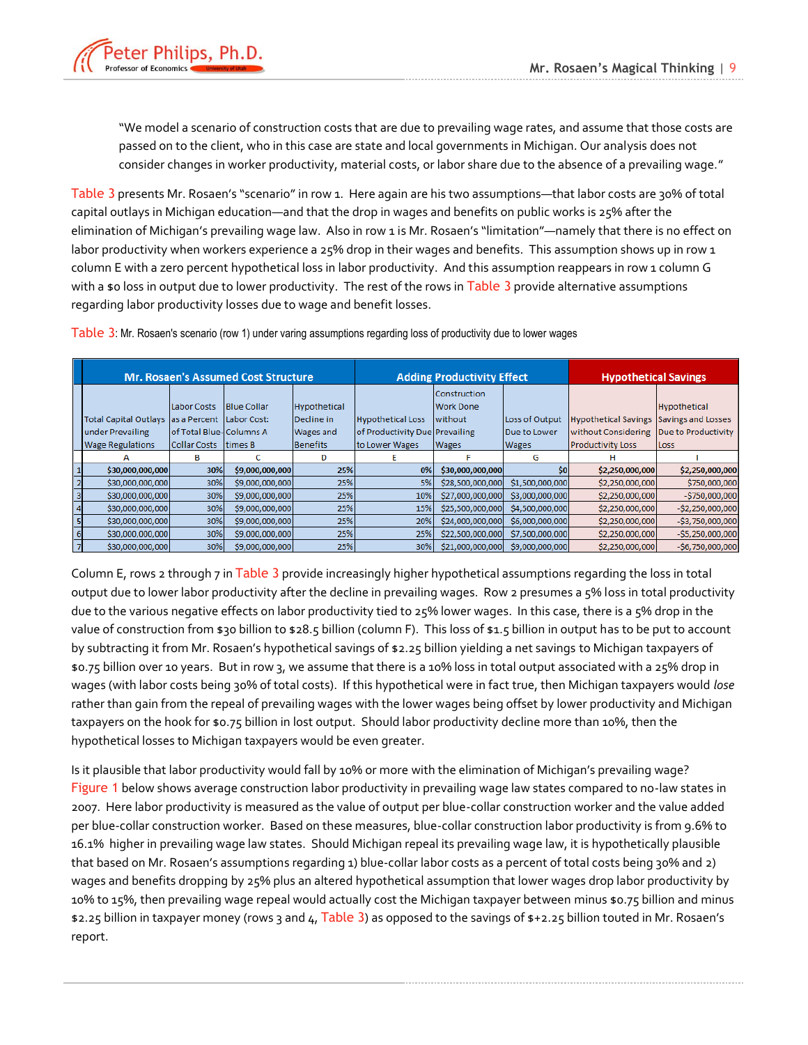> "We model a scenario of construction costs that are due to prevailing wage rates, and assume that those costs are passed on to the client, who in this case are state and local governments in Michigan. Our analysis does not consider changes in worker productivity, material costs, or labor share due to the absence of a prevailing wage."

Table 3 presents Mr. Rosaen's "scenario" in row 1. Here again are his two assumptions—that labor costs are 30% of total capital outlays in Michigan education—and that the drop in wages and benefits on public works is 25% after the elimination of Michigan's prevailing wage law. Also in row 1 is Mr. Rosaen's "limitation"—namely that there is no effect on labor productivity when workers experience a 25% drop in their wages and benefits. This assumption shows up in row 1 column E with a zero percent hypothetical loss in labor productivity. And this assumption reappears in row 1 column G with a $0 loss in output due to lower productivity. The rest of the rows in Table 3 provide alternative assumptions regarding labor productivity losses due to wage and benefit losses.

Table 3: Mr. Rosaen's scenario (row 1) under varing assumptions regarding loss of productivity due to lower wages

| | Mr. Rosaen's Assumed Cost Structure | | | | Adding Productivity Effect | | | Hypothetical Savings | |
|---|---|---|---|---|---|---|---|---|---|
| | Total Capital Outlays under Prevailing Wage Regulations | Labor Costs as a Percent of Total Blue Collar Costs | Blue Collar Labor Cost: Columns A times B | Hypothetical Decline in Wages and Benefits | Hypothetical Loss of Productivity Due to Lower Wages | Construction Work Done without Prevailing Wages | Loss of Output Due to Lower Wages | Hypothetical Savings without Considering Productivity Loss | Hypothetical Savings and Losses Due to Productivity Loss |
| | A | B | C | D | E | F | G | H | I |
| 1 | **$30,000,000,000** | **30%** | **$9,000,000,000** | **25%** | **0%** | **$30,000,000,000** | **$0** | **$2,250,000,000** | **$2,250,000,000** |
| 2 | $30,000,000,000 | 30% | $9,000,000,000 | 25% | 5% | $28,500,000,000 | $1,500,000,000 | $2,250,000,000 | $750,000,000 |
| 3 | $30,000,000,000 | 30% | $9,000,000,000 | 25% | 10% | $27,000,000,000 | $3,000,000,000 | $2,250,000,000 | -$750,000,000 |
| 4 | $30,000,000,000 | 30% | $9,000,000,000 | 25% | 15% | $25,500,000,000 | $4,500,000,000 | $2,250,000,000 | -$2,250,000,000 |
| 5 | $30,000,000,000 | 30% | $9,000,000,000 | 25% | 20% | $24,000,000,000 | $6,000,000,000 | $2,250,000,000 | -$3,750,000,000 |
| 6 | $30,000,000,000 | 30% | $9,000,000,000 | 25% | 25% | $22,500,000,000 | $7,500,000,000 | $2,250,000,000 | -$5,250,000,000 |
| 7 | $30,000,000,000 | 30% | $9,000,000,000 | 25% | 30% | $21,000,000,000 | $9,000,000,000 | $2,250,000,000 | -$6,750,000,000 |

Column E, rows 2 through 7 in Table 3 provide increasingly higher hypothetical assumptions regarding the loss in total output due to lower labor productivity after the decline in prevailing wages. Row 2 presumes a 5% loss in total productivity due to the various negative effects on labor productivity tied to 25% lower wages. In this case, there is a 5% drop in the value of construction from $30 billion to $28.5 billion (column F). This loss of $1.5 billion in output has to be put to account by subtracting it from Mr. Rosaen's hypothetical savings of $2.25 billion yielding a net savings to Michigan taxpayers of $0.75 billion over 10 years. But in row 3, we assume that there is a 10% loss in total output associated with a 25% drop in wages (with labor costs being 30% of total costs). If this hypothetical were in fact true, then Michigan taxpayers would *lose* rather than gain from the repeal of prevailing wages with the lower wages being offset by lower productivity and Michigan taxpayers on the hook for $0.75 billion in lost output. Should labor productivity decline more than 10%, then the hypothetical losses to Michigan taxpayers would be even greater.

Is it plausible that labor productivity would fall by 10% or more with the elimination of Michigan's prevailing wage? Figure 1 below shows average construction labor productivity in prevailing wage law states compared to no-law states in 2007. Here labor productivity is measured as the value of output per blue-collar construction worker and the value added per blue-collar construction worker. Based on these measures, blue-collar construction labor productivity is from 9.6% to 16.1% higher in prevailing wage law states. Should Michigan repeal its prevailing wage law, it is hypothetically plausible that based on Mr. Rosaen's assumptions regarding 1) blue-collar labor costs as a percent of total costs being 30% and 2) wages and benefits dropping by 25% plus an altered hypothetical assumption that lower wages drop labor productivity by 10% to 15%, then prevailing wage repeal would actually cost the Michigan taxpayer between minus $0.75 billion and minus $2.25 billion in taxpayer money (rows 3 and 4, Table 3) as opposed to the savings of $+2.25 billion touted in Mr. Rosaen's report.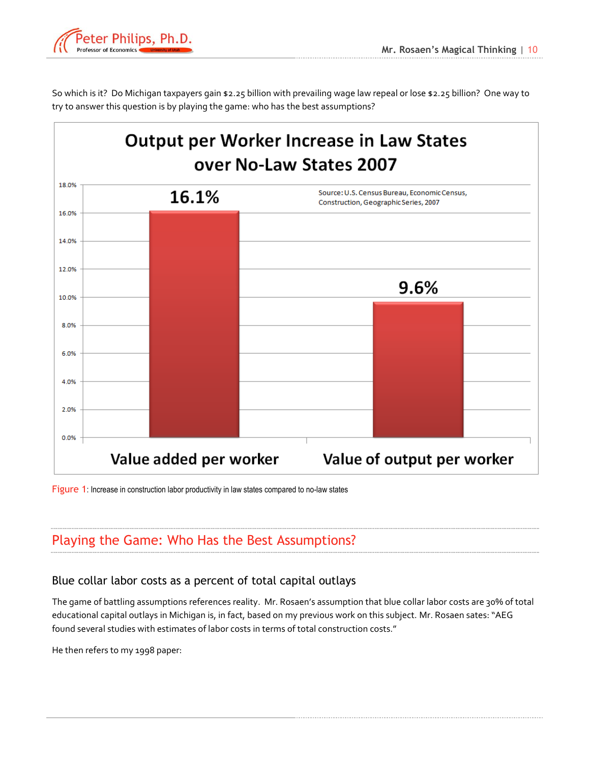So which is it? Do Michigan taxpayers gain $2.25 billion with prevailing wage law repeal or lose $2.25 billion? One way to try to answer this question is by playing the game: who has the best assumptions?

**Output per Worker Increase in Law States over No-Law States 2007**

| | Value added per worker | Value of output per worker |
|---|---|---|
| Increase | 16.1% | 9.6% |

Source: U.S. Census Bureau, Economic Census, Construction, Geographic Series, 2007

Figure 1: Increase in construction labor productivity in law states compared to no-law states

## Playing the Game: Who Has the Best Assumptions?

### Blue collar labor costs as a percent of total capital outlays

The game of battling assumptions references reality. Mr. Rosaen's assumption that blue collar labor costs are 30% of total educational capital outlays in Michigan is, in fact, based on my previous work on this subject. Mr. Rosaen sates: "AEG found several studies with estimates of labor costs in terms of total construction costs."

He then refers to my 1998 paper: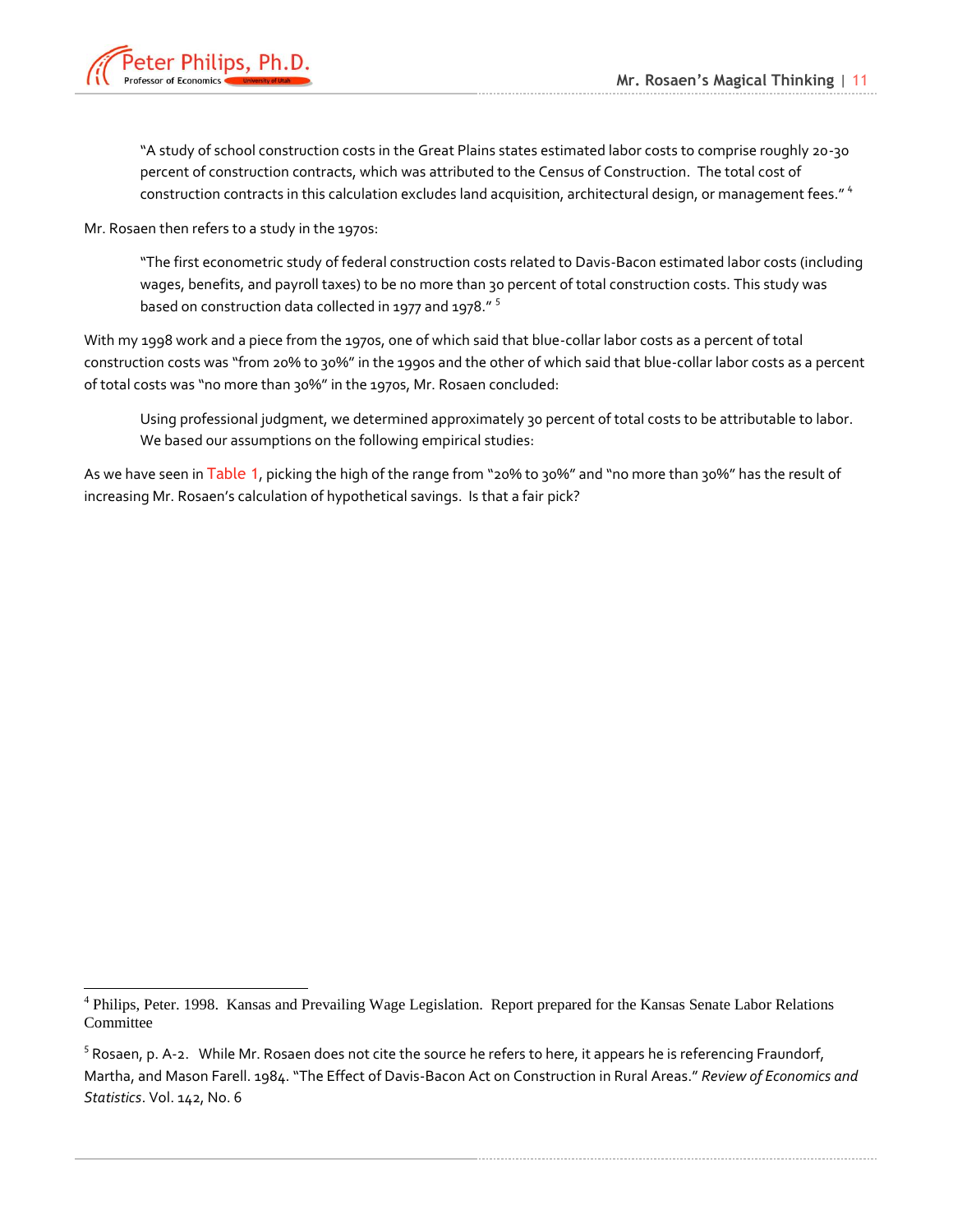> "A study of school construction costs in the Great Plains states estimated labor costs to comprise roughly 20-30 percent of construction contracts, which was attributed to the Census of Construction. The total cost of construction contracts in this calculation excludes land acquisition, architectural design, or management fees." [4]

Mr. Rosaen then refers to a study in the 1970s:

> "The first econometric study of federal construction costs related to Davis-Bacon estimated labor costs (including wages, benefits, and payroll taxes) to be no more than 30 percent of total construction costs. This study was based on construction data collected in 1977 and 1978." [5]

With my 1998 work and a piece from the 1970s, one of which said that blue-collar labor costs as a percent of total construction costs was "from 20% to 30%" in the 1990s and the other of which said that blue-collar labor costs as a percent of total costs was "no more than 30%" in the 1970s, Mr. Rosaen concluded:

> Using professional judgment, we determined approximately 30 percent of total costs to be attributable to labor. We based our assumptions on the following empirical studies:

As we have seen in Table 1, picking the high of the range from "20% to 30%" and "no more than 30%" has the result of increasing Mr. Rosaen's calculation of hypothetical savings. Is that a fair pick?

---

[4] Philips, Peter. 1998. Kansas and Prevailing Wage Legislation. Report prepared for the Kansas Senate Labor Relations Committee

[5] Rosaen, p. A-2. While Mr. Rosaen does not cite the source he refers to here, it appears he is referencing Fraundorf, Martha, and Mason Farell. 1984. "The Effect of Davis-Bacon Act on Construction in Rural Areas." *Review of Economics and Statistics*. Vol. 142, No. 6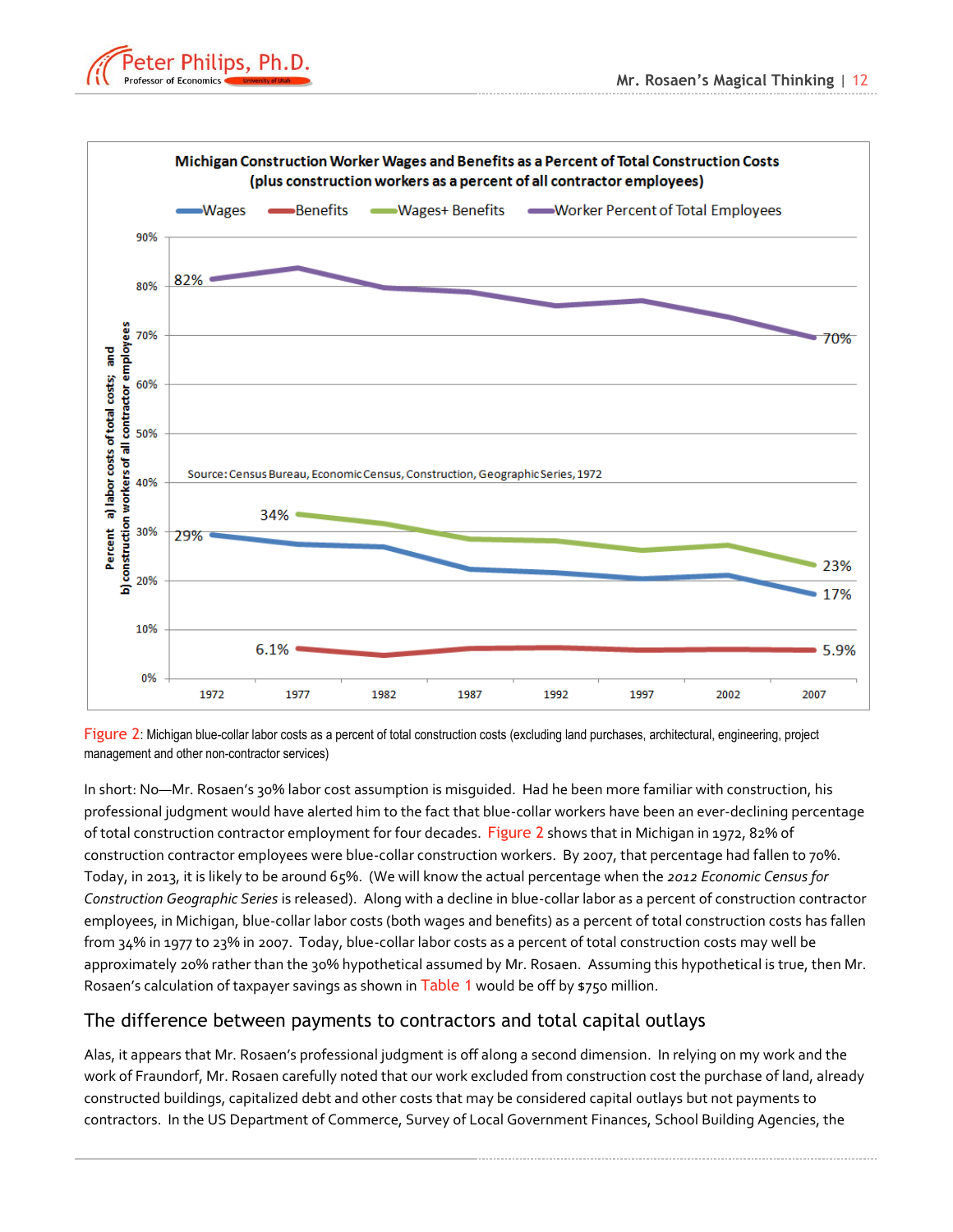Figure 2: Michigan blue-collar labor costs as a percent of total construction costs (excluding land purchases, architectural, engineering, project management and other non-contractor services)

In short: No—Mr. Rosaen's 30% labor cost assumption is misguided. Had he been more familiar with construction, his professional judgment would have alerted him to the fact that blue-collar workers have been an ever-declining percentage of total construction contractor employment for four decades. Figure 2 shows that in Michigan in 1972, 82% of construction contractor employees were blue-collar construction workers. By 2007, that percentage had fallen to 70%. Today, in 2013, it is likely to be around 65%. (We will know the actual percentage when the *2012 Economic Census for Construction Geographic Series* is released). Along with a decline in blue-collar labor as a percent of construction contractor employees, in Michigan, blue-collar labor costs (both wages and benefits) as a percent of total construction costs has fallen from 34% in 1977 to 23% in 2007. Today, blue-collar labor costs as a percent of total construction costs may well be approximately 20% rather than the 30% hypothetical assumed by Mr. Rosaen. Assuming this hypothetical is true, then Mr. Rosaen's calculation of taxpayer savings as shown in Table 1 would be off by $750 million.

## The difference between payments to contractors and total capital outlays

Alas, it appears that Mr. Rosaen's professional judgment is off along a second dimension. In relying on my work and the work of Fraundorf, Mr. Rosaen carefully noted that our work excluded from construction cost the purchase of land, already constructed buildings, capitalized debt and other costs that may be considered capital outlays but not payments to contractors. In the US Department of Commerce, Survey of Local Government Finances, School Building Agencies, the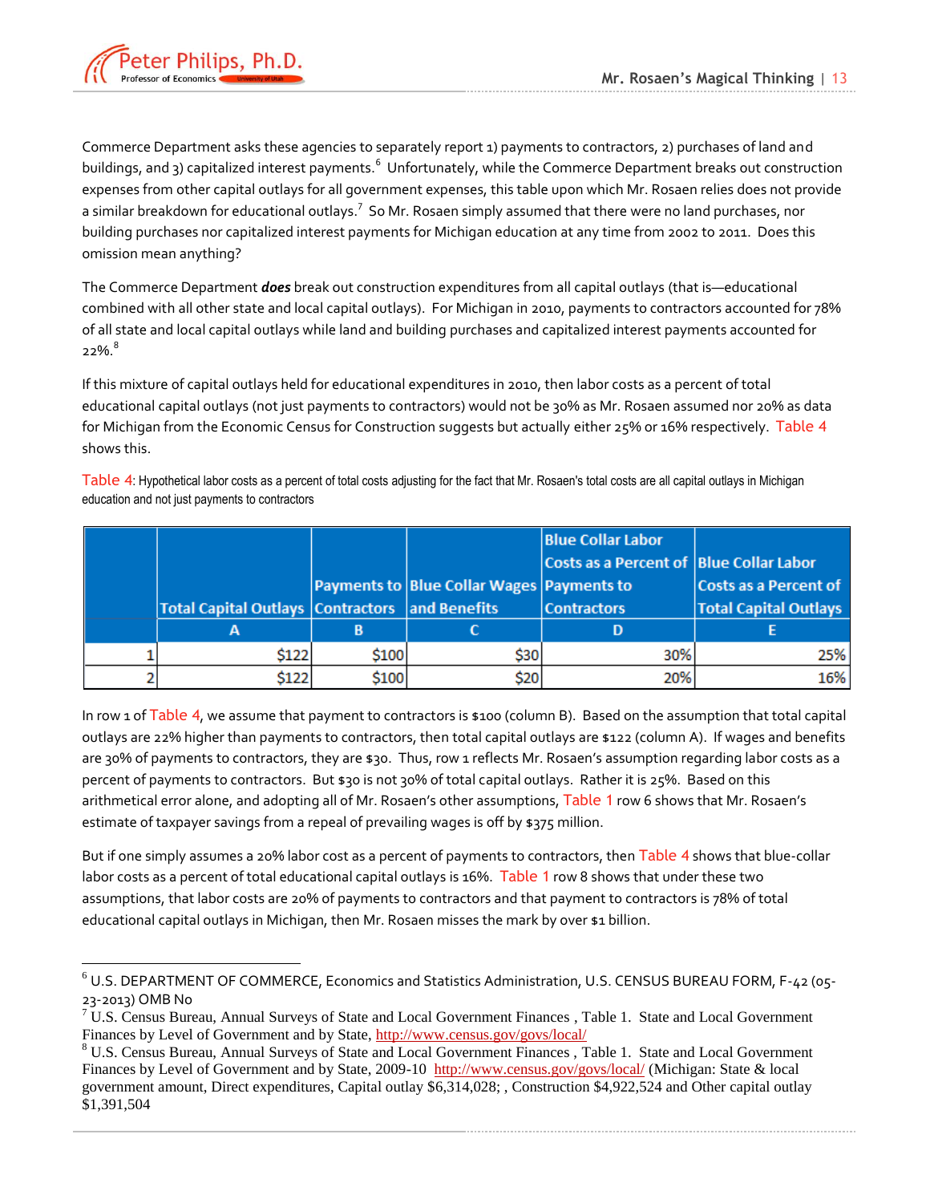Commerce Department asks these agencies to separately report 1) payments to contractors, 2) purchases of land and buildings, and 3) capitalized interest payments.[6] Unfortunately, while the Commerce Department breaks out construction expenses from other capital outlays for all government expenses, this table upon which Mr. Rosaen relies does not provide a similar breakdown for educational outlays.[7] So Mr. Rosaen simply assumed that there were no land purchases, nor building purchases nor capitalized interest payments for Michigan education at any time from 2002 to 2011. Does this omission mean anything?

The Commerce Department ***does*** break out construction expenditures from all capital outlays (that is—educational combined with all other state and local capital outlays). For Michigan in 2010, payments to contractors accounted for 78% of all state and local capital outlays while land and building purchases and capitalized interest payments accounted for 22%.[8]

If this mixture of capital outlays held for educational expenditures in 2010, then labor costs as a percent of total educational capital outlays (not just payments to contractors) would not be 30% as Mr. Rosaen assumed nor 20% as data for Michigan from the Economic Census for Construction suggests but actually either 25% or 16% respectively. Table 4 shows this.

Table 4: Hypothetical labor costs as a percent of total costs adjusting for the fact that Mr. Rosaen's total costs are all capital outlays in Michigan education and not just payments to contractors

| | Total Capital Outlays | Payments to Contractors | Blue Collar Wages and Benefits | Blue Collar Labor Costs as a Percent of Payments to Contractors | Blue Collar Labor Costs as a Percent of Total Capital Outlays |
|---|---|---|---|---|---|
| | A | B | C | D | E |
| 1 | $122 | $100 | $30 | 30% | 25% |
| 2 | $122 | $100 | $20 | 20% | 16% |

In row 1 of Table 4, we assume that payment to contractors is $100 (column B). Based on the assumption that total capital outlays are 22% higher than payments to contractors, then total capital outlays are $122 (column A). If wages and benefits are 30% of payments to contractors, they are $30. Thus, row 1 reflects Mr. Rosaen's assumption regarding labor costs as a percent of payments to contractors. But $30 is not 30% of total capital outlays. Rather it is 25%. Based on this arithmetical error alone, and adopting all of Mr. Rosaen's other assumptions, Table 1 row 6 shows that Mr. Rosaen's estimate of taxpayer savings from a repeal of prevailing wages is off by $375 million.

But if one simply assumes a 20% labor cost as a percent of payments to contractors, then Table 4 shows that blue-collar labor costs as a percent of total educational capital outlays is 16%. Table 1 row 8 shows that under these two assumptions, that labor costs are 20% of payments to contractors and that payment to contractors is 78% of total educational capital outlays in Michigan, then Mr. Rosaen misses the mark by over $1 billion.

---

[6] U.S. DEPARTMENT OF COMMERCE, Economics and Statistics Administration, U.S. CENSUS BUREAU FORM, F-42 (05-23-2013) OMB No

[7] U.S. Census Bureau, Annual Surveys of State and Local Government Finances , Table 1. State and Local Government Finances by Level of Government and by State, http://www.census.gov/govs/local/

[8] U.S. Census Bureau, Annual Surveys of State and Local Government Finances , Table 1. State and Local Government Finances by Level of Government and by State, 2009-10 http://www.census.gov/govs/local/ (Michigan: State & local government amount, Direct expenditures, Capital outlay $6,314,028; , Construction $4,922,524 and Other capital outlay $1,391,504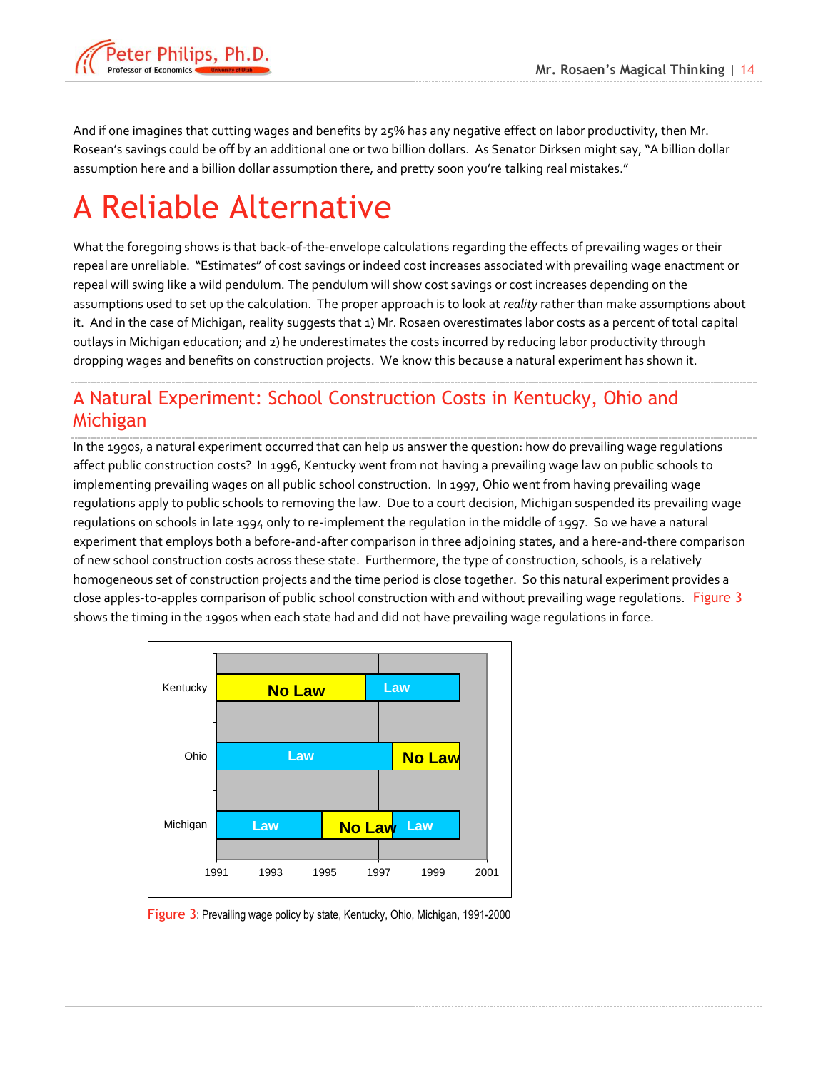And if one imagines that cutting wages and benefits by 25% has any negative effect on labor productivity, then Mr. Rosean's savings could be off by an additional one or two billion dollars. As Senator Dirksen might say, "A billion dollar assumption here and a billion dollar assumption there, and pretty soon you're talking real mistakes."

# A Reliable Alternative

What the foregoing shows is that back-of-the-envelope calculations regarding the effects of prevailing wages or their repeal are unreliable. "Estimates" of cost savings or indeed cost increases associated with prevailing wage enactment or repeal will swing like a wild pendulum. The pendulum will show cost savings or cost increases depending on the assumptions used to set up the calculation. The proper approach is to look at *reality* rather than make assumptions about it. And in the case of Michigan, reality suggests that 1) Mr. Rosaen overestimates labor costs as a percent of total capital outlays in Michigan education; and 2) he underestimates the costs incurred by reducing labor productivity through dropping wages and benefits on construction projects. We know this because a natural experiment has shown it.

## A Natural Experiment: School Construction Costs in Kentucky, Ohio and Michigan

In the 1990s, a natural experiment occurred that can help us answer the question: how do prevailing wage regulations affect public construction costs? In 1996, Kentucky went from not having a prevailing wage law on public schools to implementing prevailing wages on all public school construction. In 1997, Ohio went from having prevailing wage regulations apply to public schools to removing the law. Due to a court decision, Michigan suspended its prevailing wage regulations on schools in late 1994 only to re-implement the regulation in the middle of 1997. So we have a natural experiment that employs both a before-and-after comparison in three adjoining states, and a here-and-there comparison of new school construction costs across these state. Furthermore, the type of construction, schools, is a relatively homogeneous set of construction projects and the time period is close together. So this natural experiment provides a close apples-to-apples comparison of public school construction with and without prevailing wage regulations. Figure 3 shows the timing in the 1990s when each state had and did not have prevailing wage regulations in force.

| State | 1991 – late 1994 | late 1994 – 1996 | 1996 – mid 1997 | mid 1997 – 2000 |
|---|---|---|---|---|
| Kentucky | No Law | No Law | Law | Law |
| Ohio | Law | Law | Law | No Law |
| Michigan | Law | No Law | No Law | Law |

Figure 3: Prevailing wage policy by state, Kentucky, Ohio, Michigan, 1991-2000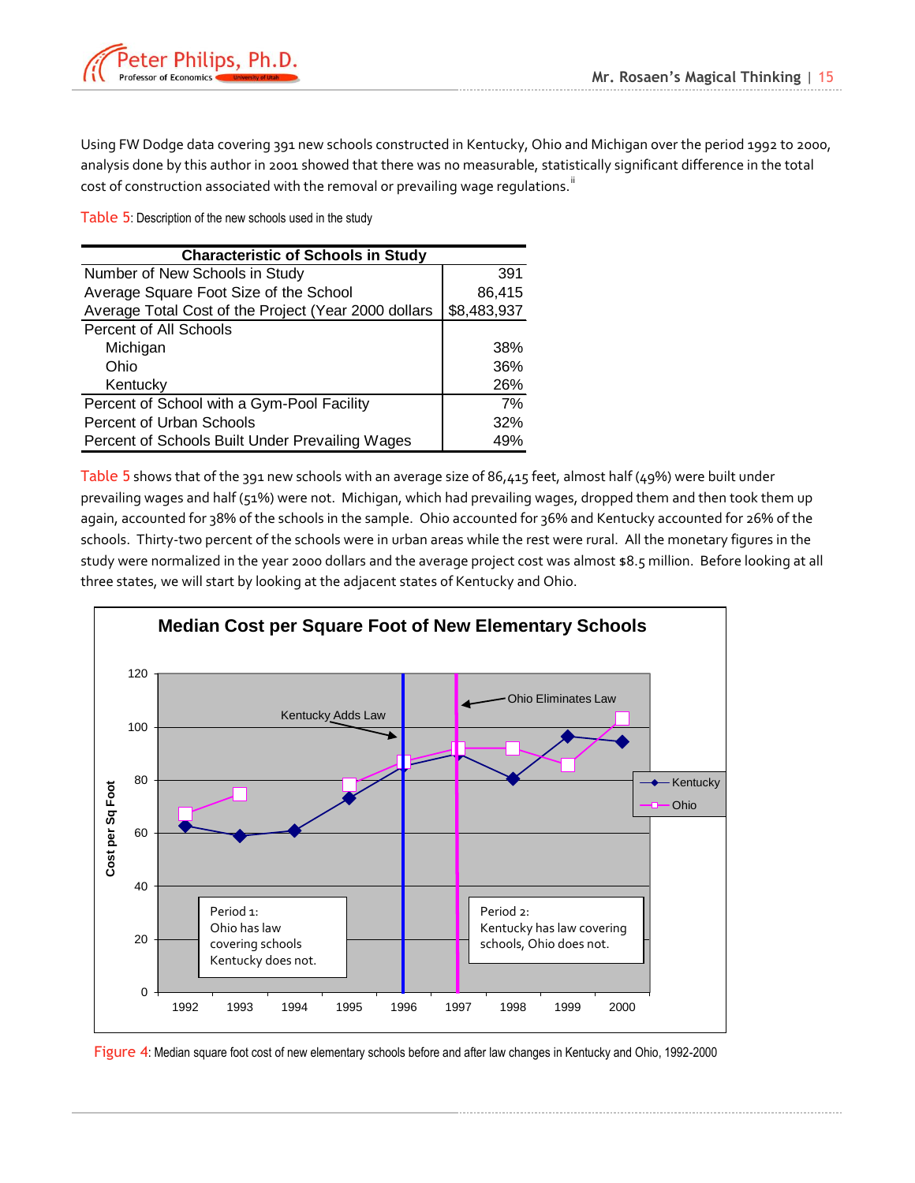Using FW Dodge data covering 391 new schools constructed in Kentucky, Ohio and Michigan over the period 1992 to 2000, analysis done by this author in 2001 showed that there was no measurable, statistically significant difference in the total cost of construction associated with the removal or prevailing wage regulations.[ii]

Table 5: Description of the new schools used in the study

| Characteristic of Schools in Study | |
|---|---|
| Number of New Schools in Study | 391 |
| Average Square Foot Size of the School | 86,415 |
| Average Total Cost of the Project (Year 2000 dollars | $8,483,937 |
| Percent of All Schools | |
| Michigan | 38% |
| Ohio | 36% |
| Kentucky | 26% |
| Percent of School with a Gym-Pool Facility | 7% |
| Percent of Urban Schools | 32% |
| Percent of Schools Built Under Prevailing Wages | 49% |

Table 5 shows that of the 391 new schools with an average size of 86,415 feet, almost half (49%) were built under prevailing wages and half (51%) were not. Michigan, which had prevailing wages, dropped them and then took them up again, accounted for 38% of the schools in the sample. Ohio accounted for 36% and Kentucky accounted for 26% of the schools. Thirty-two percent of the schools were in urban areas while the rest were rural. All the monetary figures in the study were normalized in the year 2000 dollars and the average project cost was almost $8.5 million. Before looking at all three states, we will start by looking at the adjacent states of Kentucky and Ohio.

Figure 4: Median square foot cost of new elementary schools before and after law changes in Kentucky and Ohio, 1992-2000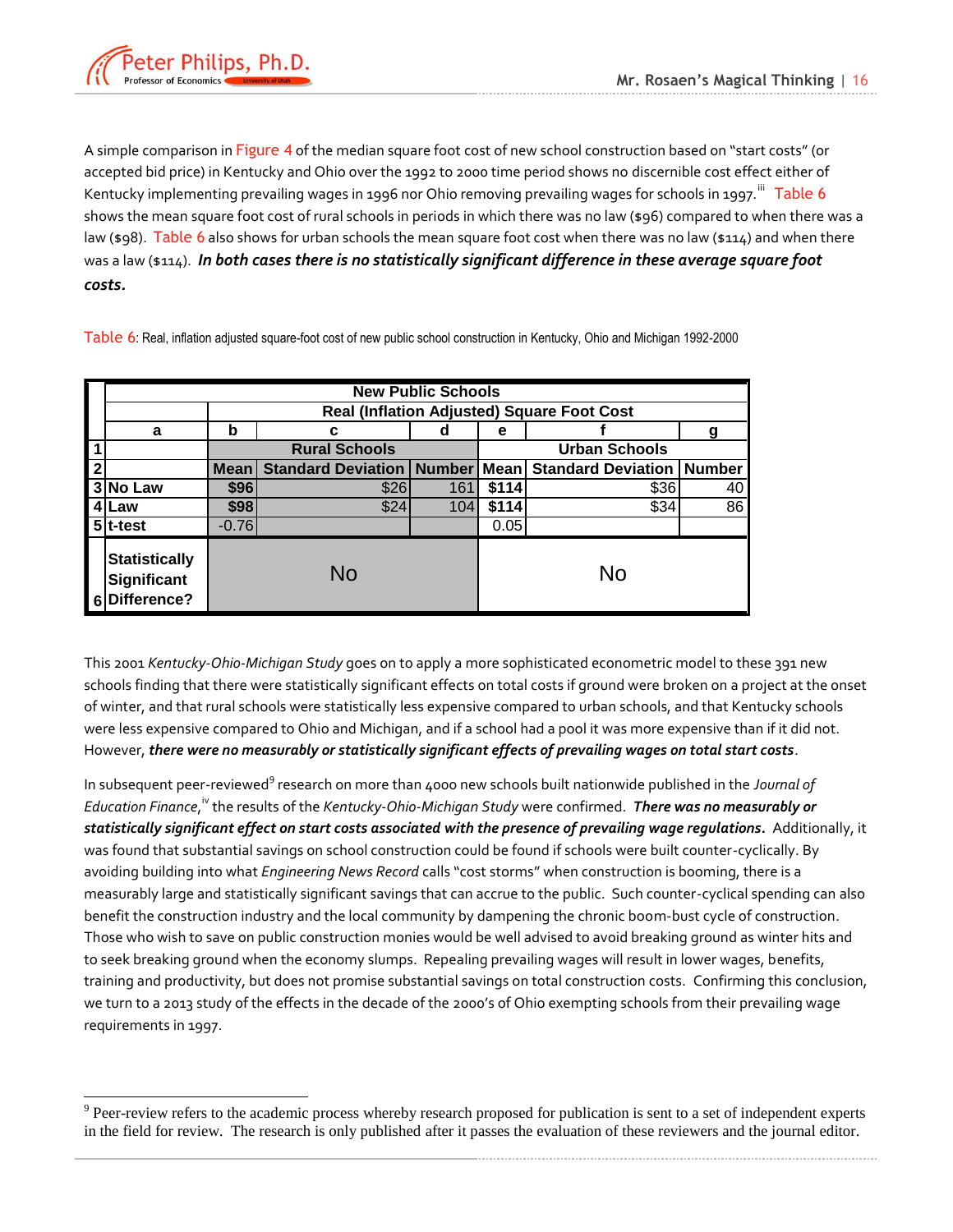A simple comparison in Figure 4 of the median square foot cost of new school construction based on "start costs" (or accepted bid price) in Kentucky and Ohio over the 1992 to 2000 time period shows no discernible cost effect either of Kentucky implementing prevailing wages in 1996 nor Ohio removing prevailing wages for schools in 1997.[iii] Table 6 shows the mean square foot cost of rural schools in periods in which there was no law ($96) compared to when there was a law ($98). Table 6 also shows for urban schools the mean square foot cost when there was no law ($114) and when there was a law ($114). ***In both cases there is no statistically significant difference in these average square foot costs.***

Table 6: Real, inflation adjusted square-foot cost of new public school construction in Kentucky, Ohio and Michigan 1992-2000

| | New Public Schools | | | | | | |
|---|---|---|---|---|---|---|---|
| | | Real (Inflation Adjusted) Square Foot Cost | | | | | |
| | a | b | c | d | e | f | g |
| 1 | | Rural Schools | | | Urban Schools | | |
| 2 | | Mean | Standard Deviation | Number | Mean | Standard Deviation | Number |
| 3 | No Law | $96 | $26 | 161 | $114 | $36 | 40 |
| 4 | Law | $98 | $24 | 104 | $114 | $34 | 86 |
| 5 | t-test | -0.76 | | | 0.05 | | |
| 6 | Statistically Significant Difference? | No | | | No | | |

This 2001 *Kentucky-Ohio-Michigan Study* goes on to apply a more sophisticated econometric model to these 391 new schools finding that there were statistically significant effects on total costs if ground were broken on a project at the onset of winter, and that rural schools were statistically less expensive compared to urban schools, and that Kentucky schools were less expensive compared to Ohio and Michigan, and if a school had a pool it was more expensive than if it did not. However, ***there were no measurably or statistically significant effects of prevailing wages on total start costs***.

In subsequent peer-reviewed[9] research on more than 4000 new schools built nationwide published in the *Journal of Education Finance*,[iv] the results of the *Kentucky-Ohio-Michigan Study* were confirmed. ***There was no measurably or statistically significant effect on start costs associated with the presence of prevailing wage regulations.*** Additionally, it was found that substantial savings on school construction could be found if schools were built counter-cyclically. By avoiding building into what *Engineering News Record* calls "cost storms" when construction is booming, there is a measurably large and statistically significant savings that can accrue to the public. Such counter-cyclical spending can also benefit the construction industry and the local community by dampening the chronic boom-bust cycle of construction. Those who wish to save on public construction monies would be well advised to avoid breaking ground as winter hits and to seek breaking ground when the economy slumps. Repealing prevailing wages will result in lower wages, benefits, training and productivity, but does not promise substantial savings on total construction costs. Confirming this conclusion, we turn to a 2013 study of the effects in the decade of the 2000's of Ohio exempting schools from their prevailing wage requirements in 1997.

[9] Peer-review refers to the academic process whereby research proposed for publication is sent to a set of independent experts in the field for review. The research is only published after it passes the evaluation of these reviewers and the journal editor.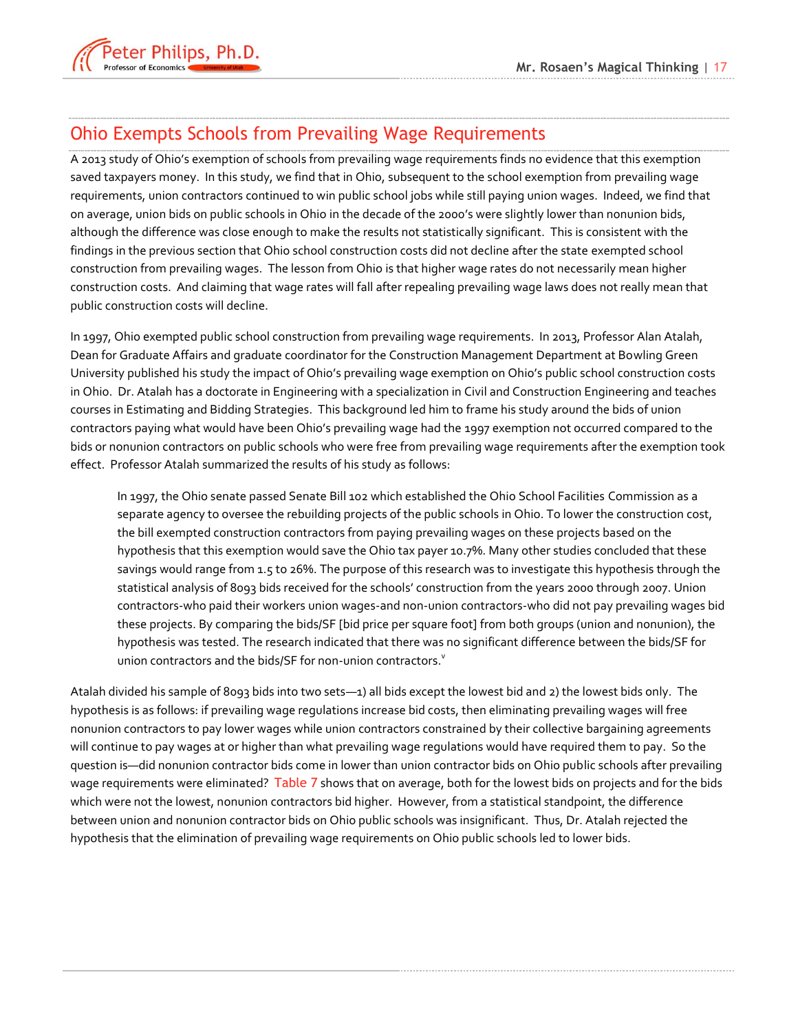## Ohio Exempts Schools from Prevailing Wage Requirements

A 2013 study of Ohio's exemption of schools from prevailing wage requirements finds no evidence that this exemption saved taxpayers money. In this study, we find that in Ohio, subsequent to the school exemption from prevailing wage requirements, union contractors continued to win public school jobs while still paying union wages. Indeed, we find that on average, union bids on public schools in Ohio in the decade of the 2000's were slightly lower than nonunion bids, although the difference was close enough to make the results not statistically significant. This is consistent with the findings in the previous section that Ohio school construction costs did not decline after the state exempted school construction from prevailing wages. The lesson from Ohio is that higher wage rates do not necessarily mean higher construction costs. And claiming that wage rates will fall after repealing prevailing wage laws does not really mean that public construction costs will decline.

In 1997, Ohio exempted public school construction from prevailing wage requirements. In 2013, Professor Alan Atalah, Dean for Graduate Affairs and graduate coordinator for the Construction Management Department at Bowling Green University published his study the impact of Ohio's prevailing wage exemption on Ohio's public school construction costs in Ohio. Dr. Atalah has a doctorate in Engineering with a specialization in Civil and Construction Engineering and teaches courses in Estimating and Bidding Strategies. This background led him to frame his study around the bids of union contractors paying what would have been Ohio's prevailing wage had the 1997 exemption not occurred compared to the bids or nonunion contractors on public schools who were free from prevailing wage requirements after the exemption took effect. Professor Atalah summarized the results of his study as follows:

> In 1997, the Ohio senate passed Senate Bill 102 which established the Ohio School Facilities Commission as a separate agency to oversee the rebuilding projects of the public schools in Ohio. To lower the construction cost, the bill exempted construction contractors from paying prevailing wages on these projects based on the hypothesis that this exemption would save the Ohio tax payer 10.7%. Many other studies concluded that these savings would range from 1.5 to 26%. The purpose of this research was to investigate this hypothesis through the statistical analysis of 8093 bids received for the schools' construction from the years 2000 through 2007. Union contractors-who paid their workers union wages-and non-union contractors-who did not pay prevailing wages bid these projects. By comparing the bids/SF [bid price per square foot] from both groups (union and nonunion), the hypothesis was tested. The research indicated that there was no significant difference between the bids/SF for union contractors and the bids/SF for non-union contractors.[v]

Atalah divided his sample of 8093 bids into two sets—1) all bids except the lowest bid and 2) the lowest bids only. The hypothesis is as follows: if prevailing wage regulations increase bid costs, then eliminating prevailing wages will free nonunion contractors to pay lower wages while union contractors constrained by their collective bargaining agreements will continue to pay wages at or higher than what prevailing wage regulations would have required them to pay. So the question is—did nonunion contractor bids come in lower than union contractor bids on Ohio public schools after prevailing wage requirements were eliminated? Table 7 shows that on average, both for the lowest bids on projects and for the bids which were not the lowest, nonunion contractors bid higher. However, from a statistical standpoint, the difference between union and nonunion contractor bids on Ohio public schools was insignificant. Thus, Dr. Atalah rejected the hypothesis that the elimination of prevailing wage requirements on Ohio public schools led to lower bids.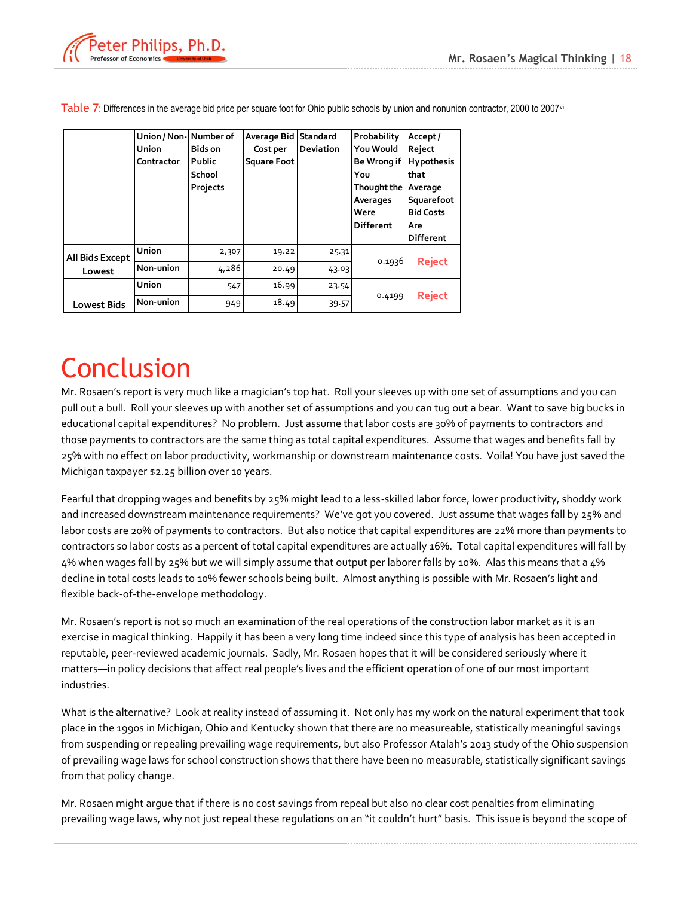Table 7: Differences in the average bid price per square foot for Ohio public schools by union and nonunion contractor, 2000 to 2007[vi]

| | Union / Non-Union Contractor | Number of Bids on Public School Projects | Average Bid Cost per Square Foot | Standard Deviation | Probability You Would Be Wrong if You Thought the Averages Were Different | Accept / Reject Hypothesis that Average Squarefoot Bid Costs Are Different |
|---|---|---|---|---|---|---|
| All Bids Except Lowest | Union | 2,307 | 19.22 | 25.31 | 0.1936 | Reject |
| | Non-union | 4,286 | 20.49 | 43.03 | | |
| Lowest Bids | Union | 547 | 16.99 | 23.54 | 0.4199 | Reject |
| | Non-union | 949 | 18.49 | 39.57 | | |

# Conclusion

Mr. Rosaen's report is very much like a magician's top hat. Roll your sleeves up with one set of assumptions and you can pull out a bull. Roll your sleeves up with another set of assumptions and you can tug out a bear. Want to save big bucks in educational capital expenditures? No problem. Just assume that labor costs are 30% of payments to contractors and those payments to contractors are the same thing as total capital expenditures. Assume that wages and benefits fall by 25% with no effect on labor productivity, workmanship or downstream maintenance costs. Voila! You have just saved the Michigan taxpayer $2.25 billion over 10 years.

Fearful that dropping wages and benefits by 25% might lead to a less-skilled labor force, lower productivity, shoddy work and increased downstream maintenance requirements? We've got you covered. Just assume that wages fall by 25% and labor costs are 20% of payments to contractors. But also notice that capital expenditures are 22% more than payments to contractors so labor costs as a percent of total capital expenditures are actually 16%. Total capital expenditures will fall by 4% when wages fall by 25% but we will simply assume that output per laborer falls by 10%. Alas this means that a 4% decline in total costs leads to 10% fewer schools being built. Almost anything is possible with Mr. Rosaen's light and flexible back-of-the-envelope methodology.

Mr. Rosaen's report is not so much an examination of the real operations of the construction labor market as it is an exercise in magical thinking. Happily it has been a very long time indeed since this type of analysis has been accepted in reputable, peer-reviewed academic journals. Sadly, Mr. Rosaen hopes that it will be considered seriously where it matters—in policy decisions that affect real people's lives and the efficient operation of one of our most important industries.

What is the alternative? Look at reality instead of assuming it. Not only has my work on the natural experiment that took place in the 1990s in Michigan, Ohio and Kentucky shown that there are no measureable, statistically meaningful savings from suspending or repealing prevailing wage requirements, but also Professor Atalah's 2013 study of the Ohio suspension of prevailing wage laws for school construction shows that there have been no measurable, statistically significant savings from that policy change.

Mr. Rosaen might argue that if there is no cost savings from repeal but also no clear cost penalties from eliminating prevailing wage laws, why not just repeal these regulations on an "it couldn't hurt" basis. This issue is beyond the scope of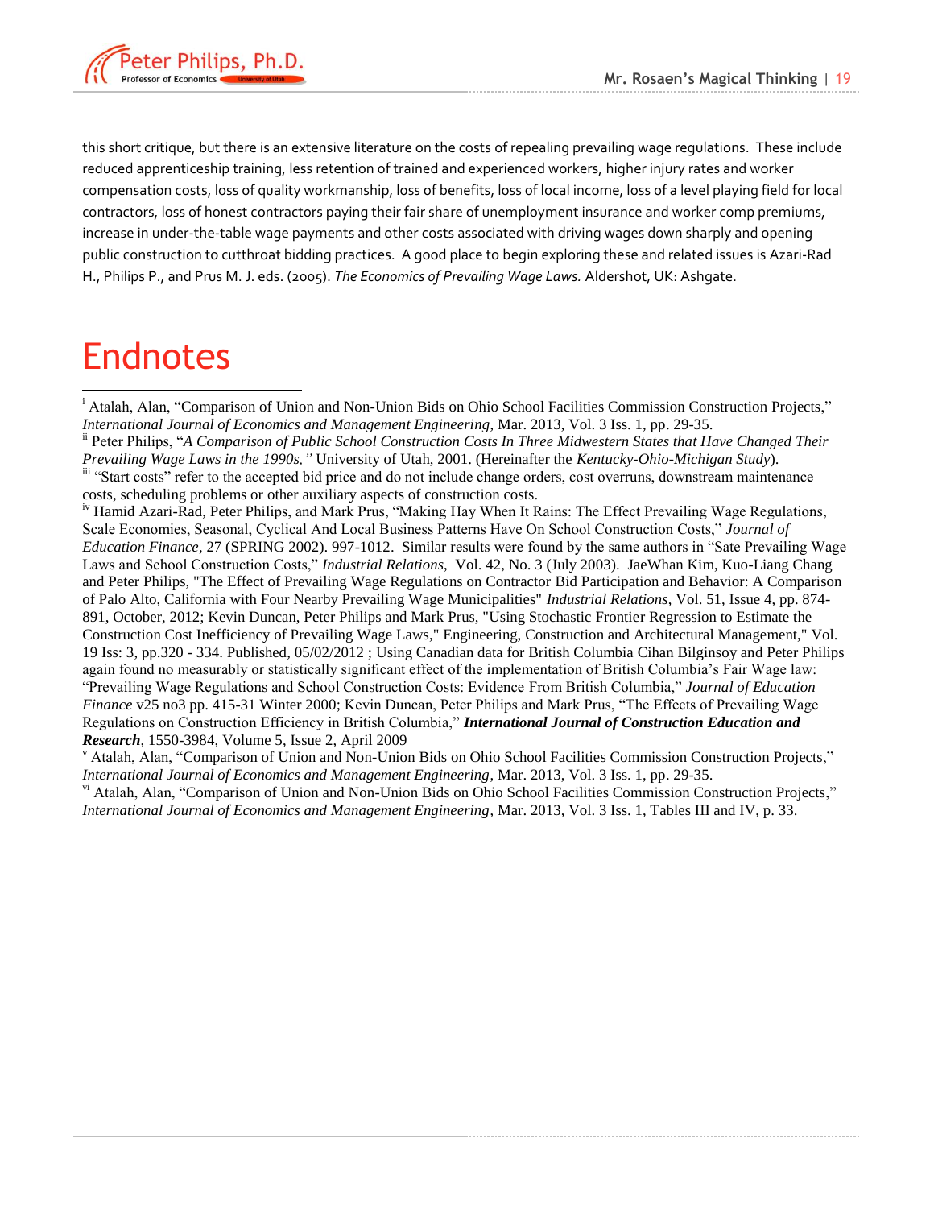this short critique, but there is an extensive literature on the costs of repealing prevailing wage regulations. These include reduced apprenticeship training, less retention of trained and experienced workers, higher injury rates and worker compensation costs, loss of quality workmanship, loss of benefits, loss of local income, loss of a level playing field for local contractors, loss of honest contractors paying their fair share of unemployment insurance and worker comp premiums, increase in under-the-table wage payments and other costs associated with driving wages down sharply and opening public construction to cutthroat bidding practices. A good place to begin exploring these and related issues is Azari-Rad H., Philips P., and Prus M. J. eds. (2005). *The Economics of Prevailing Wage Laws.* Aldershot, UK: Ashgate.

# Endnotes

[i] Atalah, Alan, "Comparison of Union and Non-Union Bids on Ohio School Facilities Commission Construction Projects," *International Journal of Economics and Management Engineering*, Mar. 2013, Vol. 3 Iss. 1, pp. 29-35.

[ii] Peter Philips, "*A Comparison of Public School Construction Costs In Three Midwestern States that Have Changed Their Prevailing Wage Laws in the 1990s,"* University of Utah, 2001. (Hereinafter the *Kentucky-Ohio-Michigan Study*).

[iii] "Start costs" refer to the accepted bid price and do not include change orders, cost overruns, downstream maintenance costs, scheduling problems or other auxiliary aspects of construction costs.

[iv] Hamid Azari-Rad, Peter Philips, and Mark Prus, "Making Hay When It Rains: The Effect Prevailing Wage Regulations, Scale Economies, Seasonal, Cyclical And Local Business Patterns Have On School Construction Costs," *Journal of Education Finance*, 27 (SPRING 2002). 997-1012. Similar results were found by the same authors in "Sate Prevailing Wage Laws and School Construction Costs," *Industrial Relations*, Vol. 42, No. 3 (July 2003). JaeWhan Kim, Kuo-Liang Chang and Peter Philips, "The Effect of Prevailing Wage Regulations on Contractor Bid Participation and Behavior: A Comparison of Palo Alto, California with Four Nearby Prevailing Wage Municipalities" *Industrial Relations*, Vol. 51, Issue 4, pp. 874-891, October, 2012; Kevin Duncan, Peter Philips and Mark Prus, "Using Stochastic Frontier Regression to Estimate the Construction Cost Inefficiency of Prevailing Wage Laws," Engineering, Construction and Architectural Management," Vol. 19 Iss: 3, pp.320 - 334. Published, 05/02/2012 ; Using Canadian data for British Columbia Cihan Bilginsoy and Peter Philips again found no measurably or statistically significant effect of the implementation of British Columbia's Fair Wage law: "Prevailing Wage Regulations and School Construction Costs: Evidence From British Columbia," *Journal of Education Finance* v25 no3 pp. 415-31 Winter 2000; Kevin Duncan, Peter Philips and Mark Prus, "The Effects of Prevailing Wage Regulations on Construction Efficiency in British Columbia," ***International Journal of Construction Education and Research***, 1550-3984, Volume 5, Issue 2, April 2009

[v] Atalah, Alan, "Comparison of Union and Non-Union Bids on Ohio School Facilities Commission Construction Projects," *International Journal of Economics and Management Engineering*, Mar. 2013, Vol. 3 Iss. 1, pp. 29-35.

[vi] Atalah, Alan, "Comparison of Union and Non-Union Bids on Ohio School Facilities Commission Construction Projects," *International Journal of Economics and Management Engineering*, Mar. 2013, Vol. 3 Iss. 1, Tables III and IV, p. 33.